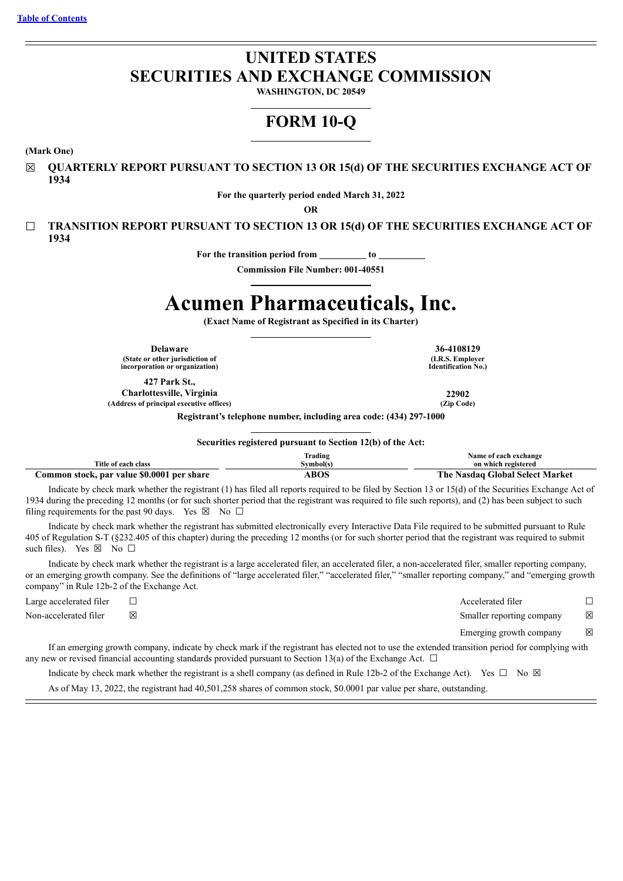[Table of Contents](#)

# UNITED STATES
# SECURITIES AND EXCHANGE COMMISSION

**WASHINGTON, DC 20549**

# FORM 10-Q

**(Mark One)**

☒ **QUARTERLY REPORT PURSUANT TO SECTION 13 OR 15(d) OF THE SECURITIES EXCHANGE ACT OF 1934**

**For the quarterly period ended March 31, 2022**

**OR**

☐ **TRANSITION REPORT PURSUANT TO SECTION 13 OR 15(d) OF THE SECURITIES EXCHANGE ACT OF 1934**

**For the transition period from \_\_\_\_\_\_\_\_\_\_ to \_\_\_\_\_\_\_\_\_\_**

**Commission File Number: 001-40551**

# Acumen Pharmaceuticals, Inc.

**(Exact Name of Registrant as Specified in its Charter)**

| | |
|---|---|
| **Delaware**<br>**(State or other jurisdiction of incorporation or organization)** | **36-4108129**<br>**(I.R.S. Employer Identification No.)** |
| **427 Park St.,**<br>**Charlottesville, Virginia**<br>**(Address of principal executive offices)** | **22902**<br>**(Zip Code)** |

**Registrant's telephone number, including area code: (434) 297-1000**

**Securities registered pursuant to Section 12(b) of the Act:**

| Title of each class | Trading Symbol(s) | Name of each exchange on which registered |
|---|---|---|
| **Common stock, par value $0.0001 per share** | **ABOS** | **The Nasdaq Global Select Market** |

Indicate by check mark whether the registrant (1) has filed all reports required to be filed by Section 13 or 15(d) of the Securities Exchange Act of 1934 during the preceding 12 months (or for such shorter period that the registrant was required to file such reports), and (2) has been subject to such filing requirements for the past 90 days. Yes ☒ No ☐

Indicate by check mark whether the registrant has submitted electronically every Interactive Data File required to be submitted pursuant to Rule 405 of Regulation S-T (§232.405 of this chapter) during the preceding 12 months (or for such shorter period that the registrant was required to submit such files). Yes ☒ No ☐

Indicate by check mark whether the registrant is a large accelerated filer, an accelerated filer, a non-accelerated filer, smaller reporting company, or an emerging growth company. See the definitions of "large accelerated filer," "accelerated filer," "smaller reporting company," and "emerging growth company" in Rule 12b-2 of the Exchange Act.

| | | | |
|---|---|---|---|
| Large accelerated filer | ☐ | Accelerated filer | ☐ |
| Non-accelerated filer | ☒ | Smaller reporting company | ☒ |
| | | Emerging growth company | ☒ |

If an emerging growth company, indicate by check mark if the registrant has elected not to use the extended transition period for complying with any new or revised financial accounting standards provided pursuant to Section 13(a) of the Exchange Act. ☐

Indicate by check mark whether the registrant is a shell company (as defined in Rule 12b-2 of the Exchange Act). Yes ☐ No ☒

As of May 13, 2022, the registrant had 40,501,258 shares of common stock, $0.0001 par value per share, outstanding.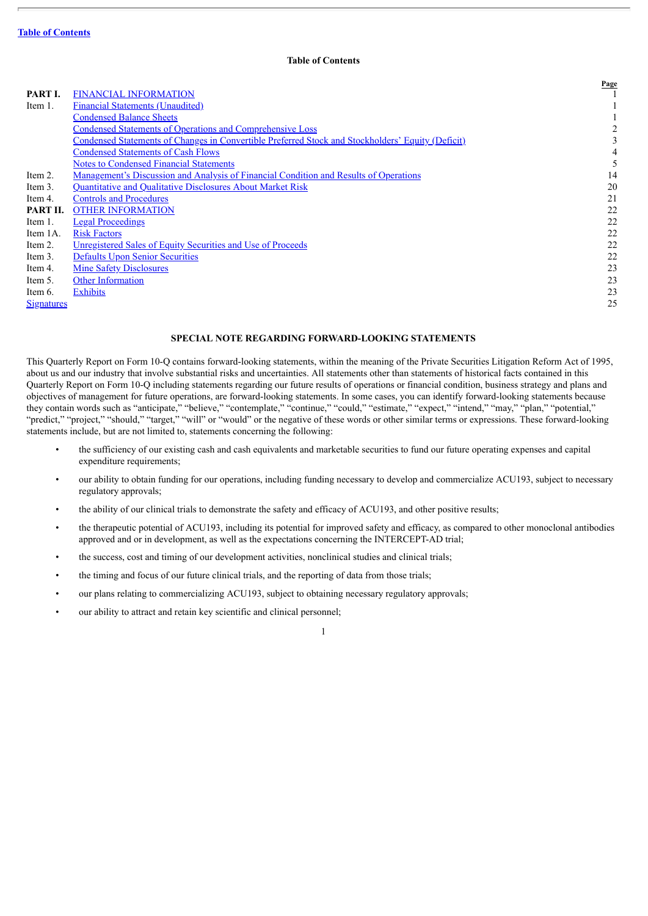[Table of Contents](#)

## Table of Contents

| | | Page |
|---|---|---|
| **PART I.** | FINANCIAL INFORMATION | 1 |
| Item 1. | Financial Statements (Unaudited) | 1 |
| | Condensed Balance Sheets | 1 |
| | Condensed Statements of Operations and Comprehensive Loss | 2 |
| | Condensed Statements of Changes in Convertible Preferred Stock and Stockholders' Equity (Deficit) | 3 |
| | Condensed Statements of Cash Flows | 4 |
| | Notes to Condensed Financial Statements | 5 |
| Item 2. | Management's Discussion and Analysis of Financial Condition and Results of Operations | 14 |
| Item 3. | Quantitative and Qualitative Disclosures About Market Risk | 20 |
| Item 4. | Controls and Procedures | 21 |
| **PART II.** | OTHER INFORMATION | 22 |
| Item 1. | Legal Proceedings | 22 |
| Item 1A. | Risk Factors | 22 |
| Item 2. | Unregistered Sales of Equity Securities and Use of Proceeds | 22 |
| Item 3. | Defaults Upon Senior Securities | 22 |
| Item 4. | Mine Safety Disclosures | 23 |
| Item 5. | Other Information | 23 |
| Item 6. | Exhibits | 23 |
| Signatures | | 25 |

## SPECIAL NOTE REGARDING FORWARD-LOOKING STATEMENTS

This Quarterly Report on Form 10-Q contains forward-looking statements, within the meaning of the Private Securities Litigation Reform Act of 1995, about us and our industry that involve substantial risks and uncertainties. All statements other than statements of historical facts contained in this Quarterly Report on Form 10-Q including statements regarding our future results of operations or financial condition, business strategy and plans and objectives of management for future operations, are forward-looking statements. In some cases, you can identify forward-looking statements because they contain words such as "anticipate," "believe," "contemplate," "continue," "could," "estimate," "expect," "intend," "may," "plan," "potential," "predict," "project," "should," "target," "will" or "would" or the negative of these words or other similar terms or expressions. These forward-looking statements include, but are not limited to, statements concerning the following:

- the sufficiency of our existing cash and cash equivalents and marketable securities to fund our future operating expenses and capital expenditure requirements;
- our ability to obtain funding for our operations, including funding necessary to develop and commercialize ACU193, subject to necessary regulatory approvals;
- the ability of our clinical trials to demonstrate the safety and efficacy of ACU193, and other positive results;
- the therapeutic potential of ACU193, including its potential for improved safety and efficacy, as compared to other monoclonal antibodies approved and or in development, as well as the expectations concerning the INTERCEPT-AD trial;
- the success, cost and timing of our development activities, nonclinical studies and clinical trials;
- the timing and focus of our future clinical trials, and the reporting of data from those trials;
- our plans relating to commercializing ACU193, subject to obtaining necessary regulatory approvals;
- our ability to attract and retain key scientific and clinical personnel;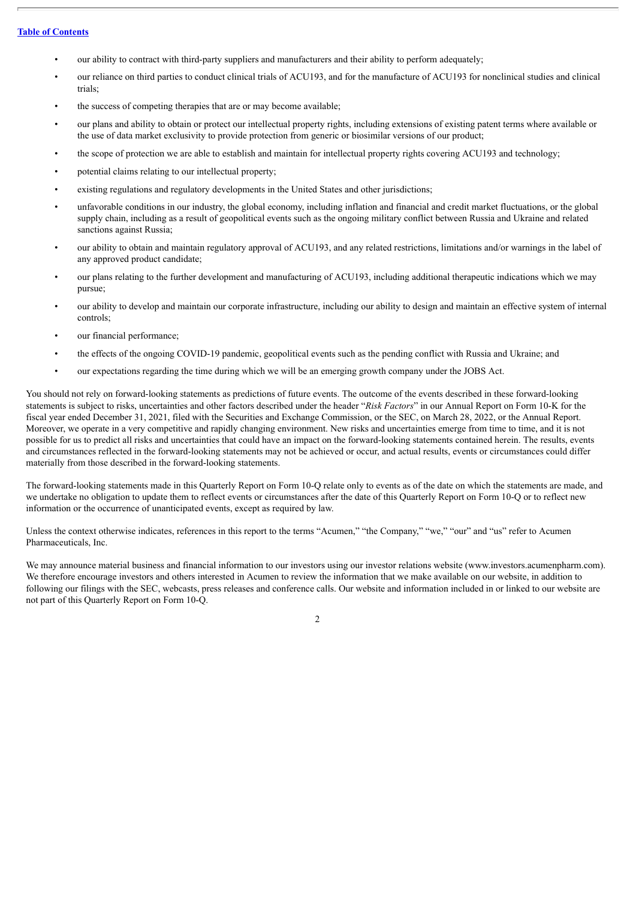- our ability to contract with third-party suppliers and manufacturers and their ability to perform adequately;
- our reliance on third parties to conduct clinical trials of ACU193, and for the manufacture of ACU193 for nonclinical studies and clinical trials;
- the success of competing therapies that are or may become available;
- our plans and ability to obtain or protect our intellectual property rights, including extensions of existing patent terms where available or the use of data market exclusivity to provide protection from generic or biosimilar versions of our product;
- the scope of protection we are able to establish and maintain for intellectual property rights covering ACU193 and technology;
- potential claims relating to our intellectual property;
- existing regulations and regulatory developments in the United States and other jurisdictions;
- unfavorable conditions in our industry, the global economy, including inflation and financial and credit market fluctuations, or the global supply chain, including as a result of geopolitical events such as the ongoing military conflict between Russia and Ukraine and related sanctions against Russia;
- our ability to obtain and maintain regulatory approval of ACU193, and any related restrictions, limitations and/or warnings in the label of any approved product candidate;
- our plans relating to the further development and manufacturing of ACU193, including additional therapeutic indications which we may pursue;
- our ability to develop and maintain our corporate infrastructure, including our ability to design and maintain an effective system of internal controls;
- our financial performance;
- the effects of the ongoing COVID-19 pandemic, geopolitical events such as the pending conflict with Russia and Ukraine; and
- our expectations regarding the time during which we will be an emerging growth company under the JOBS Act.

You should not rely on forward-looking statements as predictions of future events. The outcome of the events described in these forward-looking statements is subject to risks, uncertainties and other factors described under the header "*Risk Factors*" in our Annual Report on Form 10-K for the fiscal year ended December 31, 2021, filed with the Securities and Exchange Commission, or the SEC, on March 28, 2022, or the Annual Report. Moreover, we operate in a very competitive and rapidly changing environment. New risks and uncertainties emerge from time to time, and it is not possible for us to predict all risks and uncertainties that could have an impact on the forward-looking statements contained herein. The results, events and circumstances reflected in the forward-looking statements may not be achieved or occur, and actual results, events or circumstances could differ materially from those described in the forward-looking statements.

The forward-looking statements made in this Quarterly Report on Form 10-Q relate only to events as of the date on which the statements are made, and we undertake no obligation to update them to reflect events or circumstances after the date of this Quarterly Report on Form 10-Q or to reflect new information or the occurrence of unanticipated events, except as required by law.

Unless the context otherwise indicates, references in this report to the terms "Acumen," "the Company," "we," "our" and "us" refer to Acumen Pharmaceuticals, Inc.

We may announce material business and financial information to our investors using our investor relations website (www.investors.acumenpharm.com). We therefore encourage investors and others interested in Acumen to review the information that we make available on our website, in addition to following our filings with the SEC, webcasts, press releases and conference calls. Our website and information included in or linked to our website are not part of this Quarterly Report on Form 10-Q.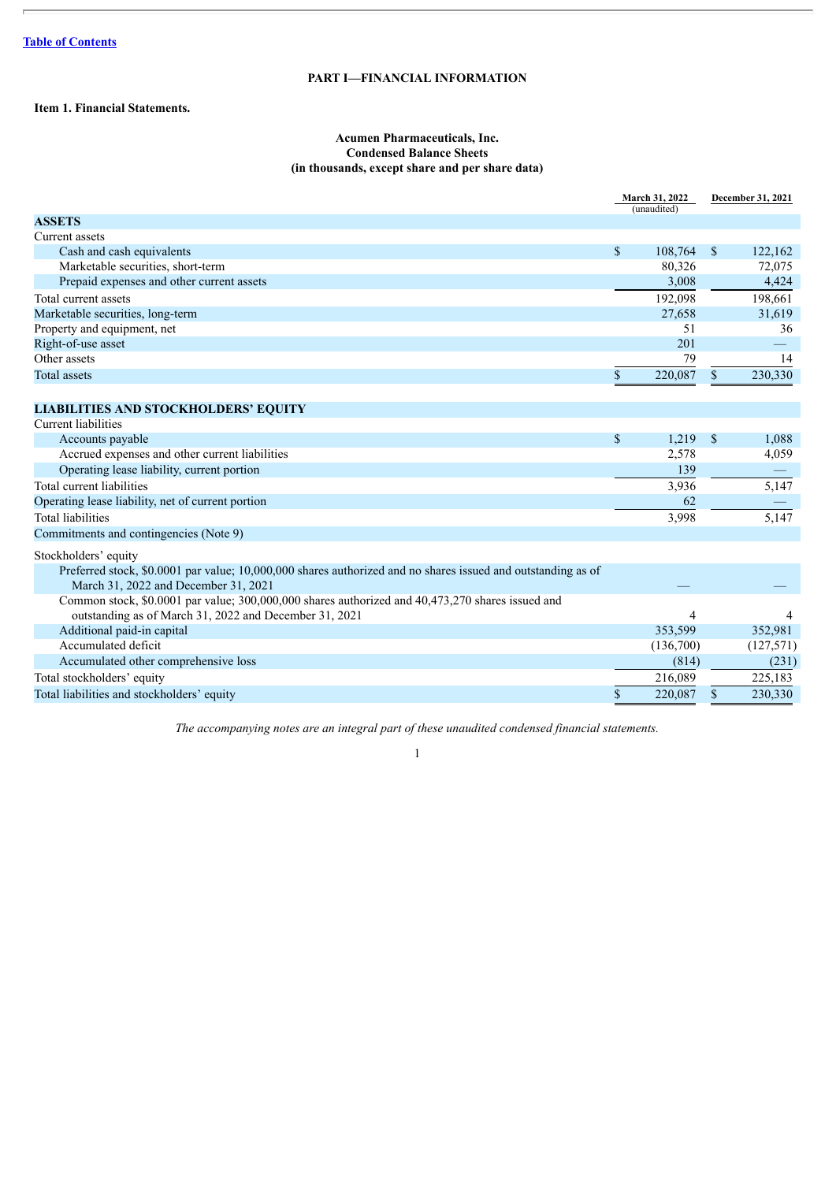Table of Contents

# PART I—FINANCIAL INFORMATION

## Item 1. Financial Statements.

### Acumen Pharmaceuticals, Inc.
### Condensed Balance Sheets
### (in thousands, except share and per share data)

| | March 31, 2022 (unaudited) | December 31, 2021 |
|---|---|---|
| **ASSETS** | | |
| Current assets | | |
| Cash and cash equivalents | $ 108,764 | $ 122,162 |
| Marketable securities, short-term | 80,326 | 72,075 |
| Prepaid expenses and other current assets | 3,008 | 4,424 |
| Total current assets | 192,098 | 198,661 |
| Marketable securities, long-term | 27,658 | 31,619 |
| Property and equipment, net | 51 | 36 |
| Right-of-use asset | 201 | — |
| Other assets | 79 | 14 |
| Total assets | $ 220,087 | $ 230,330 |
| **LIABILITIES AND STOCKHOLDERS' EQUITY** | | |
| Current liabilities | | |
| Accounts payable | $ 1,219 | $ 1,088 |
| Accrued expenses and other current liabilities | 2,578 | 4,059 |
| Operating lease liability, current portion | 139 | — |
| Total current liabilities | 3,936 | 5,147 |
| Operating lease liability, net of current portion | 62 | — |
| Total liabilities | 3,998 | 5,147 |
| Commitments and contingencies (Note 9) | | |
| Stockholders' equity | | |
| Preferred stock, $0.0001 par value; 10,000,000 shares authorized and no shares issued and outstanding as of March 31, 2022 and December 31, 2021 | — | — |
| Common stock, $0.0001 par value; 300,000,000 shares authorized and 40,473,270 shares issued and outstanding as of March 31, 2022 and December 31, 2021 | 4 | 4 |
| Additional paid-in capital | 353,599 | 352,981 |
| Accumulated deficit | (136,700) | (127,571) |
| Accumulated other comprehensive loss | (814) | (231) |
| Total stockholders' equity | 216,089 | 225,183 |
| Total liabilities and stockholders' equity | $ 220,087 | $ 230,330 |

*The accompanying notes are an integral part of these unaudited condensed financial statements.*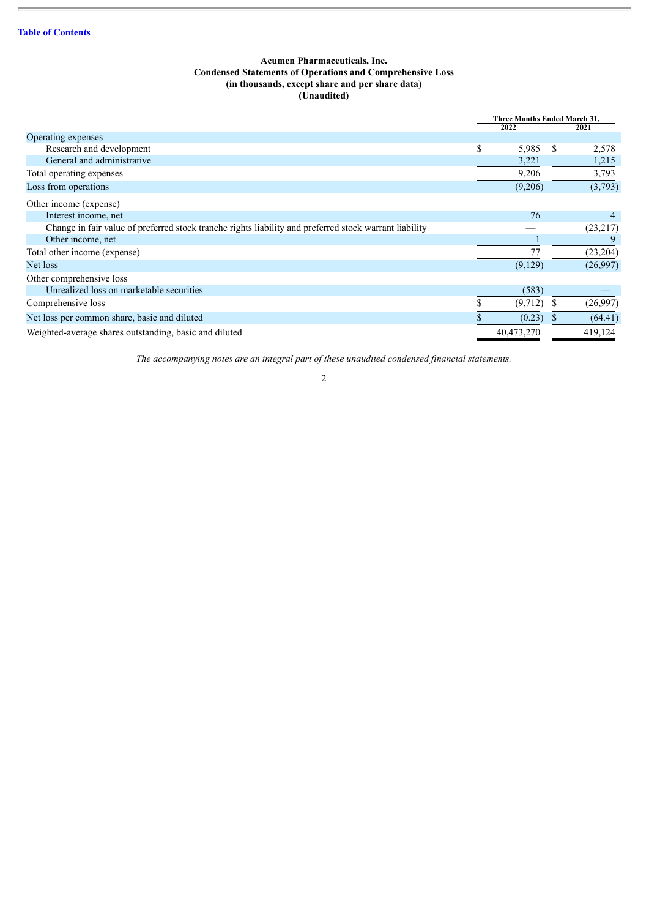[Table of Contents]

**Acumen Pharmaceuticals, Inc.**
**Condensed Statements of Operations and Comprehensive Loss**
**(in thousands, except share and per share data)**
**(Unaudited)**

| | Three Months Ended March 31, | |
|---|---|---|
| | 2022 | 2021 |
| Operating expenses | | |
| Research and development | $ 5,985 | $ 2,578 |
| General and administrative | 3,221 | 1,215 |
| Total operating expenses | 9,206 | 3,793 |
| Loss from operations | (9,206) | (3,793) |
| Other income (expense) | | |
| Interest income, net | 76 | 4 |
| Change in fair value of preferred stock tranche rights liability and preferred stock warrant liability | — | (23,217) |
| Other income, net | 1 | 9 |
| Total other income (expense) | 77 | (23,204) |
| Net loss | (9,129) | (26,997) |
| Other comprehensive loss | | |
| Unrealized loss on marketable securities | (583) | — |
| Comprehensive loss | $ (9,712) | $ (26,997) |
| Net loss per common share, basic and diluted | $ (0.23) | $ (64.41) |
| Weighted-average shares outstanding, basic and diluted | 40,473,270 | 419,124 |

*The accompanying notes are an integral part of these unaudited condensed financial statements.*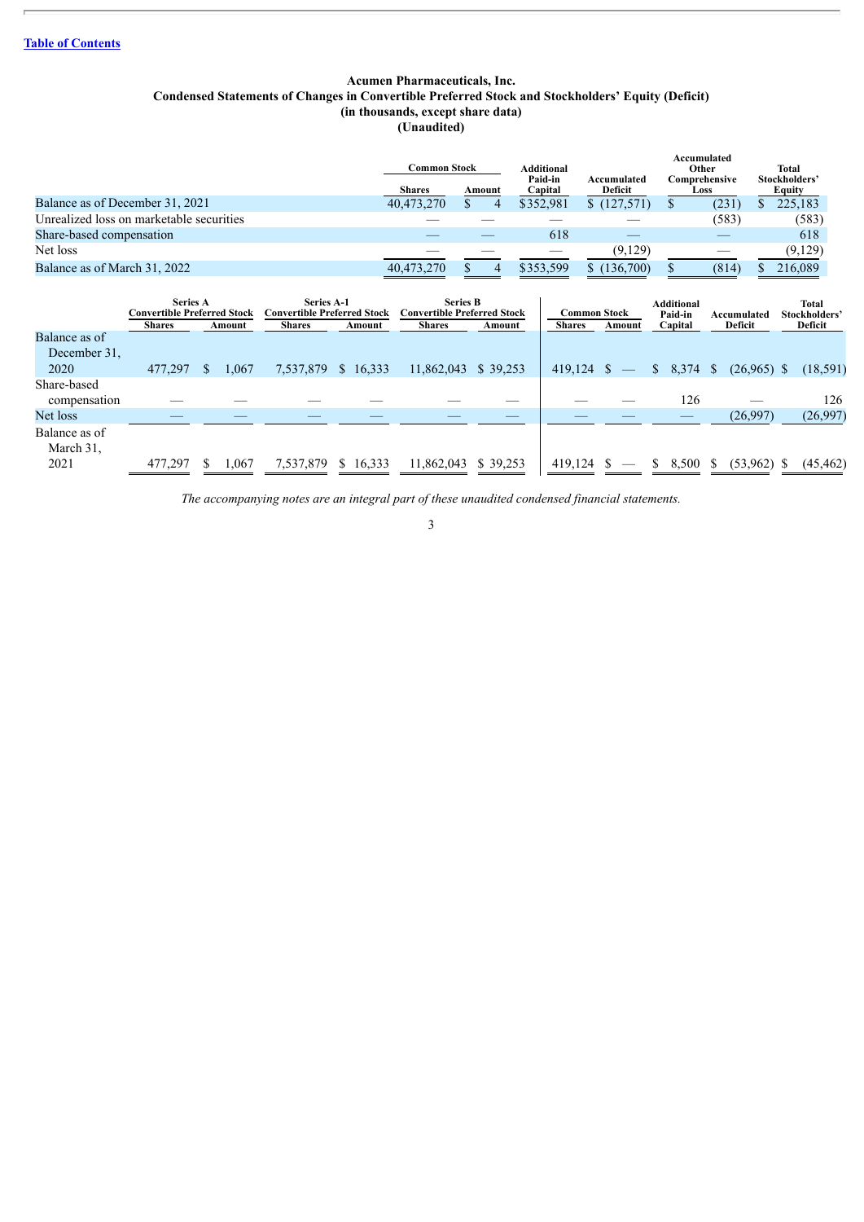[Table of Contents](#)

**Acumen Pharmaceuticals, Inc.**
**Condensed Statements of Changes in Convertible Preferred Stock and Stockholders' Equity (Deficit)**
**(in thousands, except share data)**
**(Unaudited)**

| | Common Stock | | Additional Paid-in Capital | Accumulated Deficit | Accumulated Other Comprehensive Loss | Total Stockholders' Equity |
|---|---|---|---|---|---|---|
| | Shares | Amount | | | | |
| Balance as of December 31, 2021 | 40,473,270 | $ 4 | $352,981 | $ (127,571) | $ (231) | $ 225,183 |
| Unrealized loss on marketable securities | — | — | — | — | (583) | (583) |
| Share-based compensation | — | — | 618 | — | — | 618 |
| Net loss | — | — | — | (9,129) | — | (9,129) |
| Balance as of March 31, 2022 | 40,473,270 | $ 4 | $353,599 | $ (136,700) | $ (814) | $ 216,089 |

| | Series A Convertible Preferred Stock | | Series A-1 Convertible Preferred Stock | | Series B Convertible Preferred Stock | | Common Stock | | Additional Paid-in Capital | Accumulated Deficit | Total Stockholders' Deficit |
|---|---|---|---|---|---|---|---|---|---|---|---|
| | Shares | Amount | Shares | Amount | Shares | Amount | Shares | Amount | | | |
| Balance as of December 31, 2020 | 477,297 | $ 1,067 | 7,537,879 | $ 16,333 | 11,862,043 | $ 39,253 | 419,124 | $ — | $ 8,374 | $ (26,965) | $ (18,591) |
| Share-based compensation | — | — | — | — | — | — | — | — | 126 | — | 126 |
| Net loss | — | — | — | — | — | — | — | — | — | (26,997) | (26,997) |
| Balance as of March 31, 2021 | 477,297 | $ 1,067 | 7,537,879 | $ 16,333 | 11,862,043 | $ 39,253 | 419,124 | $ — | $ 8,500 | $ (53,962) | $ (45,462) |

*The accompanying notes are an integral part of these unaudited condensed financial statements.*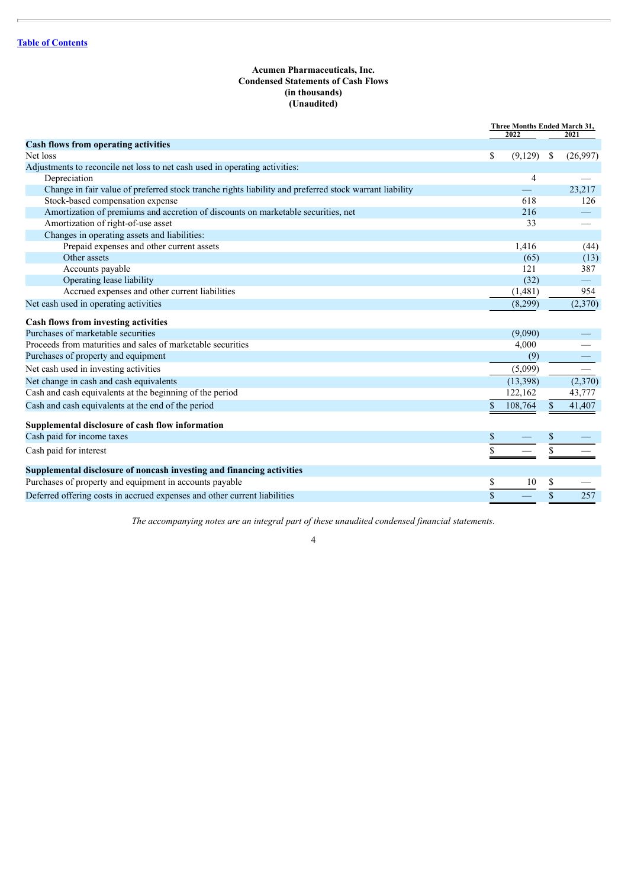Table of Contents

**Acumen Pharmaceuticals, Inc.**
**Condensed Statements of Cash Flows**
**(in thousands)**
**(Unaudited)**

| | Three Months Ended March 31, 2022 | Three Months Ended March 31, 2021 |
|---|---|---|
| **Cash flows from operating activities** | | |
| Net loss | $ (9,129) | $ (26,997) |
| Adjustments to reconcile net loss to net cash used in operating activities: | | |
| Depreciation | 4 | — |
| Change in fair value of preferred stock tranche rights liability and preferred stock warrant liability | — | 23,217 |
| Stock-based compensation expense | 618 | 126 |
| Amortization of premiums and accretion of discounts on marketable securities, net | 216 | — |
| Amortization of right-of-use asset | 33 | — |
| Changes in operating assets and liabilities: | | |
| Prepaid expenses and other current assets | 1,416 | (44) |
| Other assets | (65) | (13) |
| Accounts payable | 121 | 387 |
| Operating lease liability | (32) | — |
| Accrued expenses and other current liabilities | (1,481) | 954 |
| Net cash used in operating activities | (8,299) | (2,370) |
| **Cash flows from investing activities** | | |
| Purchases of marketable securities | (9,090) | — |
| Proceeds from maturities and sales of marketable securities | 4,000 | — |
| Purchases of property and equipment | (9) | — |
| Net cash used in investing activities | (5,099) | — |
| Net change in cash and cash equivalents | (13,398) | (2,370) |
| Cash and cash equivalents at the beginning of the period | 122,162 | 43,777 |
| Cash and cash equivalents at the end of the period | $ 108,764 | $ 41,407 |
| **Supplemental disclosure of cash flow information** | | |
| Cash paid for income taxes | $ — | $ — |
| Cash paid for interest | $ — | $ — |
| **Supplemental disclosure of noncash investing and financing activities** | | |
| Purchases of property and equipment in accounts payable | $ 10 | $ — |
| Deferred offering costs in accrued expenses and other current liabilities | $ — | $ 257 |

*The accompanying notes are an integral part of these unaudited condensed financial statements.*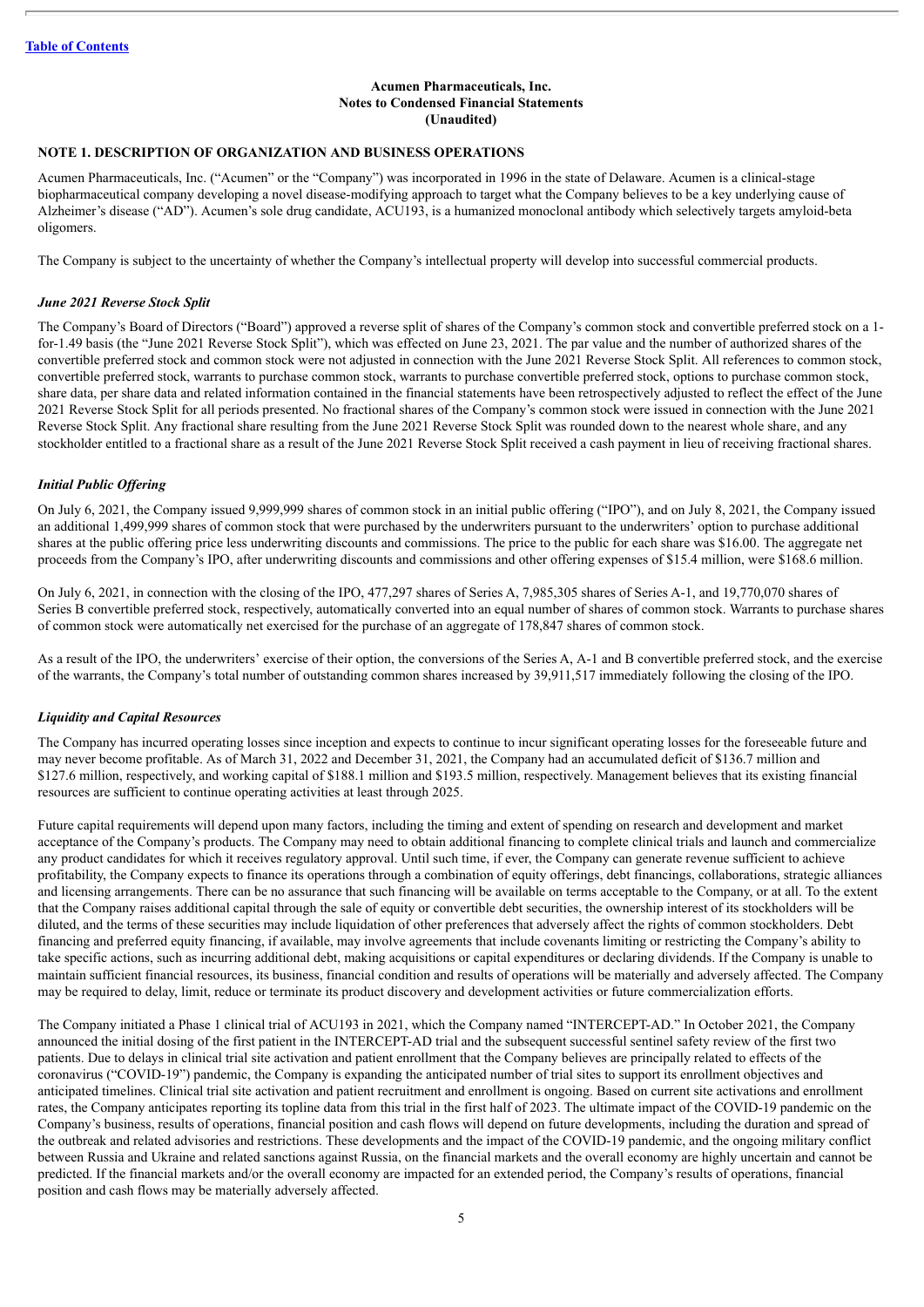**Acumen Pharmaceuticals, Inc.**
**Notes to Condensed Financial Statements**
**(Unaudited)**

**NOTE 1. DESCRIPTION OF ORGANIZATION AND BUSINESS OPERATIONS**

Acumen Pharmaceuticals, Inc. ("Acumen" or the "Company") was incorporated in 1996 in the state of Delaware. Acumen is a clinical-stage biopharmaceutical company developing a novel disease-modifying approach to target what the Company believes to be a key underlying cause of Alzheimer's disease ("AD"). Acumen's sole drug candidate, ACU193, is a humanized monoclonal antibody which selectively targets amyloid-beta oligomers.

The Company is subject to the uncertainty of whether the Company's intellectual property will develop into successful commercial products.

***June 2021 Reverse Stock Split***

The Company's Board of Directors ("Board") approved a reverse split of shares of the Company's common stock and convertible preferred stock on a 1-for-1.49 basis (the "June 2021 Reverse Stock Split"), which was effected on June 23, 2021. The par value and the number of authorized shares of the convertible preferred stock and common stock were not adjusted in connection with the June 2021 Reverse Stock Split. All references to common stock, convertible preferred stock, warrants to purchase common stock, warrants to purchase convertible preferred stock, options to purchase common stock, share data, per share data and related information contained in the financial statements have been retrospectively adjusted to reflect the effect of the June 2021 Reverse Stock Split for all periods presented. No fractional shares of the Company's common stock were issued in connection with the June 2021 Reverse Stock Split. Any fractional share resulting from the June 2021 Reverse Stock Split was rounded down to the nearest whole share, and any stockholder entitled to a fractional share as a result of the June 2021 Reverse Stock Split received a cash payment in lieu of receiving fractional shares.

***Initial Public Offering***

On July 6, 2021, the Company issued 9,999,999 shares of common stock in an initial public offering ("IPO"), and on July 8, 2021, the Company issued an additional 1,499,999 shares of common stock that were purchased by the underwriters pursuant to the underwriters' option to purchase additional shares at the public offering price less underwriting discounts and commissions. The price to the public for each share was $16.00. The aggregate net proceeds from the Company's IPO, after underwriting discounts and commissions and other offering expenses of $15.4 million, were $168.6 million.

On July 6, 2021, in connection with the closing of the IPO, 477,297 shares of Series A, 7,985,305 shares of Series A-1, and 19,770,070 shares of Series B convertible preferred stock, respectively, automatically converted into an equal number of shares of common stock. Warrants to purchase shares of common stock were automatically net exercised for the purchase of an aggregate of 178,847 shares of common stock.

As a result of the IPO, the underwriters' exercise of their option, the conversions of the Series A, A-1 and B convertible preferred stock, and the exercise of the warrants, the Company's total number of outstanding common shares increased by 39,911,517 immediately following the closing of the IPO.

***Liquidity and Capital Resources***

The Company has incurred operating losses since inception and expects to continue to incur significant operating losses for the foreseeable future and may never become profitable. As of March 31, 2022 and December 31, 2021, the Company had an accumulated deficit of $136.7 million and $127.6 million, respectively, and working capital of $188.1 million and $193.5 million, respectively. Management believes that its existing financial resources are sufficient to continue operating activities at least through 2025.

Future capital requirements will depend upon many factors, including the timing and extent of spending on research and development and market acceptance of the Company's products. The Company may need to obtain additional financing to complete clinical trials and launch and commercialize any product candidates for which it receives regulatory approval. Until such time, if ever, the Company can generate revenue sufficient to achieve profitability, the Company expects to finance its operations through a combination of equity offerings, debt financings, collaborations, strategic alliances and licensing arrangements. There can be no assurance that such financing will be available on terms acceptable to the Company, or at all. To the extent that the Company raises additional capital through the sale of equity or convertible debt securities, the ownership interest of its stockholders will be diluted, and the terms of these securities may include liquidation of other preferences that adversely affect the rights of common stockholders. Debt financing and preferred equity financing, if available, may involve agreements that include covenants limiting or restricting the Company's ability to take specific actions, such as incurring additional debt, making acquisitions or capital expenditures or declaring dividends. If the Company is unable to maintain sufficient financial resources, its business, financial condition and results of operations will be materially and adversely affected. The Company may be required to delay, limit, reduce or terminate its product discovery and development activities or future commercialization efforts.

The Company initiated a Phase 1 clinical trial of ACU193 in 2021, which the Company named "INTERCEPT-AD." In October 2021, the Company announced the initial dosing of the first patient in the INTERCEPT-AD trial and the subsequent successful sentinel safety review of the first two patients. Due to delays in clinical trial site activation and patient enrollment that the Company believes are principally related to effects of the coronavirus ("COVID-19") pandemic, the Company is expanding the anticipated number of trial sites to support its enrollment objectives and anticipated timelines. Clinical trial site activation and patient recruitment and enrollment is ongoing. Based on current site activations and enrollment rates, the Company anticipates reporting its topline data from this trial in the first half of 2023. The ultimate impact of the COVID-19 pandemic on the Company's business, results of operations, financial position and cash flows will depend on future developments, including the duration and spread of the outbreak and related advisories and restrictions. These developments and the impact of the COVID-19 pandemic, and the ongoing military conflict between Russia and Ukraine and related sanctions against Russia, on the financial markets and the overall economy are highly uncertain and cannot be predicted. If the financial markets and/or the overall economy are impacted for an extended period, the Company's results of operations, financial position and cash flows may be materially adversely affected.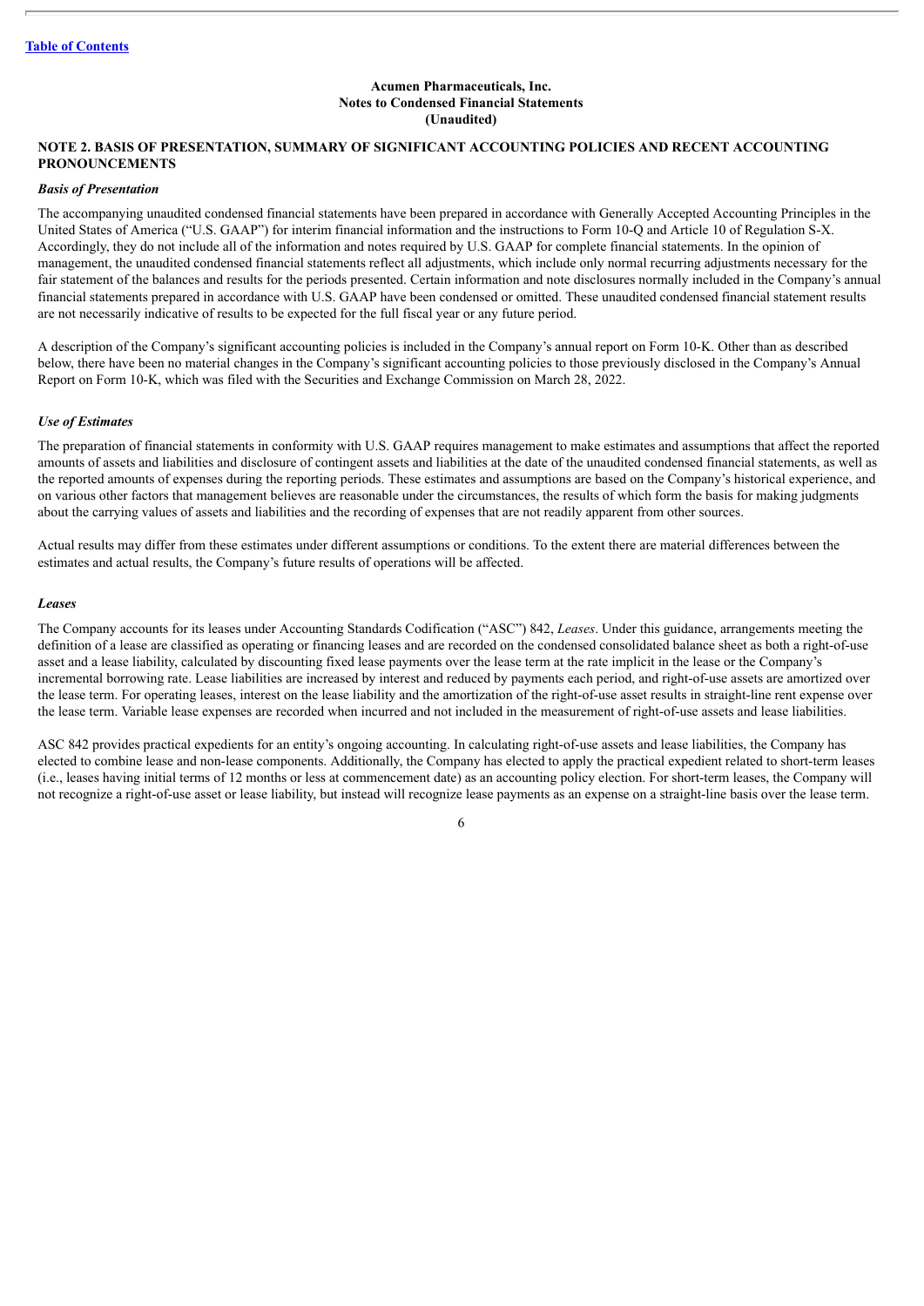[Table of Contents](#)

**Acumen Pharmaceuticals, Inc.**
**Notes to Condensed Financial Statements**
**(Unaudited)**

## NOTE 2. BASIS OF PRESENTATION, SUMMARY OF SIGNIFICANT ACCOUNTING POLICIES AND RECENT ACCOUNTING PRONOUNCEMENTS

***Basis of Presentation***

The accompanying unaudited condensed financial statements have been prepared in accordance with Generally Accepted Accounting Principles in the United States of America ("U.S. GAAP") for interim financial information and the instructions to Form 10-Q and Article 10 of Regulation S-X. Accordingly, they do not include all of the information and notes required by U.S. GAAP for complete financial statements. In the opinion of management, the unaudited condensed financial statements reflect all adjustments, which include only normal recurring adjustments necessary for the fair statement of the balances and results for the periods presented. Certain information and note disclosures normally included in the Company's annual financial statements prepared in accordance with U.S. GAAP have been condensed or omitted. These unaudited condensed financial statement results are not necessarily indicative of results to be expected for the full fiscal year or any future period.

A description of the Company's significant accounting policies is included in the Company's annual report on Form 10-K. Other than as described below, there have been no material changes in the Company's significant accounting policies to those previously disclosed in the Company's Annual Report on Form 10-K, which was filed with the Securities and Exchange Commission on March 28, 2022.

***Use of Estimates***

The preparation of financial statements in conformity with U.S. GAAP requires management to make estimates and assumptions that affect the reported amounts of assets and liabilities and disclosure of contingent assets and liabilities at the date of the unaudited condensed financial statements, as well as the reported amounts of expenses during the reporting periods. These estimates and assumptions are based on the Company's historical experience, and on various other factors that management believes are reasonable under the circumstances, the results of which form the basis for making judgments about the carrying values of assets and liabilities and the recording of expenses that are not readily apparent from other sources.

Actual results may differ from these estimates under different assumptions or conditions. To the extent there are material differences between the estimates and actual results, the Company's future results of operations will be affected.

***Leases***

The Company accounts for its leases under Accounting Standards Codification ("ASC") 842, *Leases*. Under this guidance, arrangements meeting the definition of a lease are classified as operating or financing leases and are recorded on the condensed consolidated balance sheet as both a right-of-use asset and a lease liability, calculated by discounting fixed lease payments over the lease term at the rate implicit in the lease or the Company's incremental borrowing rate. Lease liabilities are increased by interest and reduced by payments each period, and right-of-use assets are amortized over the lease term. For operating leases, interest on the lease liability and the amortization of the right-of-use asset results in straight-line rent expense over the lease term. Variable lease expenses are recorded when incurred and not included in the measurement of right-of-use assets and lease liabilities.

ASC 842 provides practical expedients for an entity's ongoing accounting. In calculating right-of-use assets and lease liabilities, the Company has elected to combine lease and non-lease components. Additionally, the Company has elected to apply the practical expedient related to short-term leases (i.e., leases having initial terms of 12 months or less at commencement date) as an accounting policy election. For short-term leases, the Company will not recognize a right-of-use asset or lease liability, but instead will recognize lease payments as an expense on a straight-line basis over the lease term.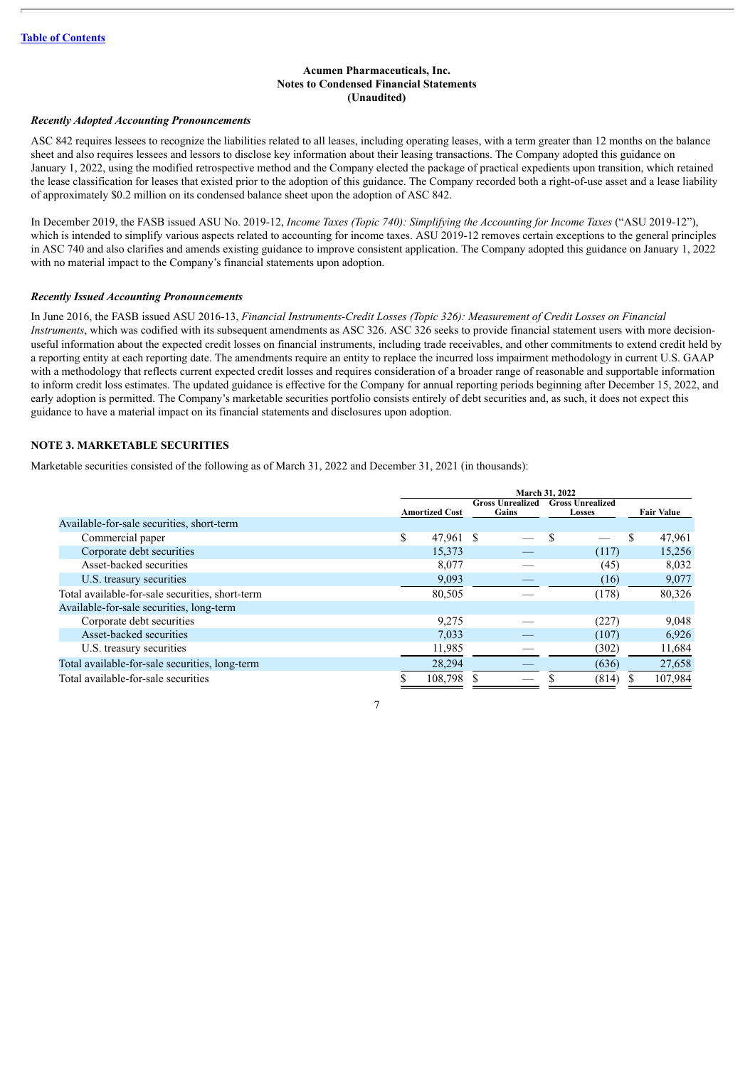Acumen Pharmaceuticals, Inc.
Notes to Condensed Financial Statements
(Unaudited)

***Recently Adopted Accounting Pronouncements***

ASC 842 requires lessees to recognize the liabilities related to all leases, including operating leases, with a term greater than 12 months on the balance sheet and also requires lessees and lessors to disclose key information about their leasing transactions. The Company adopted this guidance on January 1, 2022, using the modified retrospective method and the Company elected the package of practical expedients upon transition, which retained the lease classification for leases that existed prior to the adoption of this guidance. The Company recorded both a right-of-use asset and a lease liability of approximately $0.2 million on its condensed balance sheet upon the adoption of ASC 842.

In December 2019, the FASB issued ASU No. 2019-12, *Income Taxes (Topic 740): Simplifying the Accounting for Income Taxes* ("ASU 2019-12"), which is intended to simplify various aspects related to accounting for income taxes. ASU 2019-12 removes certain exceptions to the general principles in ASC 740 and also clarifies and amends existing guidance to improve consistent application. The Company adopted this guidance on January 1, 2022 with no material impact to the Company's financial statements upon adoption.

***Recently Issued Accounting Pronouncements***

In June 2016, the FASB issued ASU 2016-13, *Financial Instruments-Credit Losses (Topic 326): Measurement of Credit Losses on Financial Instruments*, which was codified with its subsequent amendments as ASC 326. ASC 326 seeks to provide financial statement users with more decision-useful information about the expected credit losses on financial instruments, including trade receivables, and other commitments to extend credit held by a reporting entity at each reporting date. The amendments require an entity to replace the incurred loss impairment methodology in current U.S. GAAP with a methodology that reflects current expected credit losses and requires consideration of a broader range of reasonable and supportable information to inform credit loss estimates. The updated guidance is effective for the Company for annual reporting periods beginning after December 15, 2022, and early adoption is permitted. The Company's marketable securities portfolio consists entirely of debt securities and, as such, it does not expect this guidance to have a material impact on its financial statements and disclosures upon adoption.

## NOTE 3. MARKETABLE SECURITIES

Marketable securities consisted of the following as of March 31, 2022 and December 31, 2021 (in thousands):

| | March 31, 2022 | | | |
|---|---|---|---|---|
| | Amortized Cost | Gross Unrealized Gains | Gross Unrealized Losses | Fair Value |
| Available-for-sale securities, short-term | | | | |
| Commercial paper | $ 47,961 | $ — | $ — | $ 47,961 |
| Corporate debt securities | 15,373 | — | (117) | 15,256 |
| Asset-backed securities | 8,077 | — | (45) | 8,032 |
| U.S. treasury securities | 9,093 | — | (16) | 9,077 |
| Total available-for-sale securities, short-term | 80,505 | — | (178) | 80,326 |
| Available-for-sale securities, long-term | | | | |
| Corporate debt securities | 9,275 | — | (227) | 9,048 |
| Asset-backed securities | 7,033 | — | (107) | 6,926 |
| U.S. treasury securities | 11,985 | — | (302) | 11,684 |
| Total available-for-sale securities, long-term | 28,294 | — | (636) | 27,658 |
| Total available-for-sale securities | $ 108,798 | $ — | $ (814) | $ 107,984 |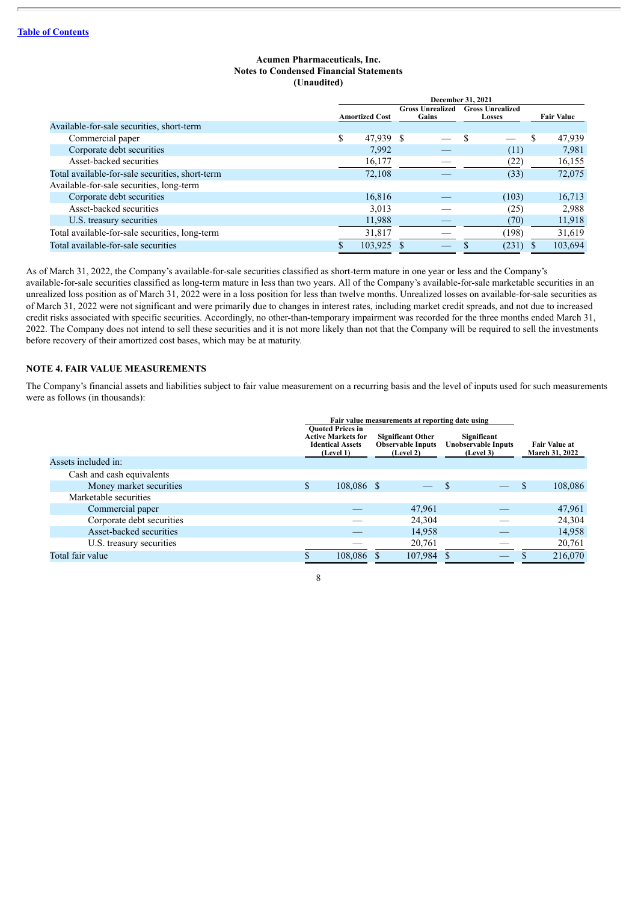Acumen Pharmaceuticals, Inc.
Notes to Condensed Financial Statements
(Unaudited)

| | December 31, 2021 | | | |
|---|---|---|---|---|
| | Amortized Cost | Gross Unrealized Gains | Gross Unrealized Losses | Fair Value |
| Available-for-sale securities, short-term | | | | |
| Commercial paper | $ 47,939 | $ — | $ — | $ 47,939 |
| Corporate debt securities | 7,992 | — | (11) | 7,981 |
| Asset-backed securities | 16,177 | — | (22) | 16,155 |
| Total available-for-sale securities, short-term | 72,108 | — | (33) | 72,075 |
| Available-for-sale securities, long-term | | | | |
| Corporate debt securities | 16,816 | — | (103) | 16,713 |
| Asset-backed securities | 3,013 | — | (25) | 2,988 |
| U.S. treasury securities | 11,988 | — | (70) | 11,918 |
| Total available-for-sale securities, long-term | 31,817 | — | (198) | 31,619 |
| Total available-for-sale securities | $ 103,925 | $ — | $ (231) | $ 103,694 |

As of March 31, 2022, the Company's available-for-sale securities classified as short-term mature in one year or less and the Company's available-for-sale securities classified as long-term mature in less than two years. All of the Company's available-for-sale marketable securities in an unrealized loss position as of March 31, 2022 were in a loss position for less than twelve months. Unrealized losses on available-for-sale securities as of March 31, 2022 were not significant and were primarily due to changes in interest rates, including market credit spreads, and not due to increased credit risks associated with specific securities. Accordingly, no other-than-temporary impairment was recorded for the three months ended March 31, 2022. The Company does not intend to sell these securities and it is not more likely than not that the Company will be required to sell the investments before recovery of their amortized cost bases, which may be at maturity.

## NOTE 4. FAIR VALUE MEASUREMENTS

The Company's financial assets and liabilities subject to fair value measurement on a recurring basis and the level of inputs used for such measurements were as follows (in thousands):

| | Fair value measurements at reporting date using | | | |
|---|---|---|---|---|
| | Quoted Prices in Active Markets for Identical Assets (Level 1) | Significant Other Observable Inputs (Level 2) | Significant Unobservable Inputs (Level 3) | Fair Value at March 31, 2022 |
| Assets included in: | | | | |
| Cash and cash equivalents | | | | |
| Money market securities | $ 108,086 | $ — | $ — | $ 108,086 |
| Marketable securities | | | | |
| Commercial paper | — | 47,961 | — | 47,961 |
| Corporate debt securities | — | 24,304 | — | 24,304 |
| Asset-backed securities | — | 14,958 | — | 14,958 |
| U.S. treasury securities | — | 20,761 | — | 20,761 |
| Total fair value | $ 108,086 | $ 107,984 | $ — | $ 216,070 |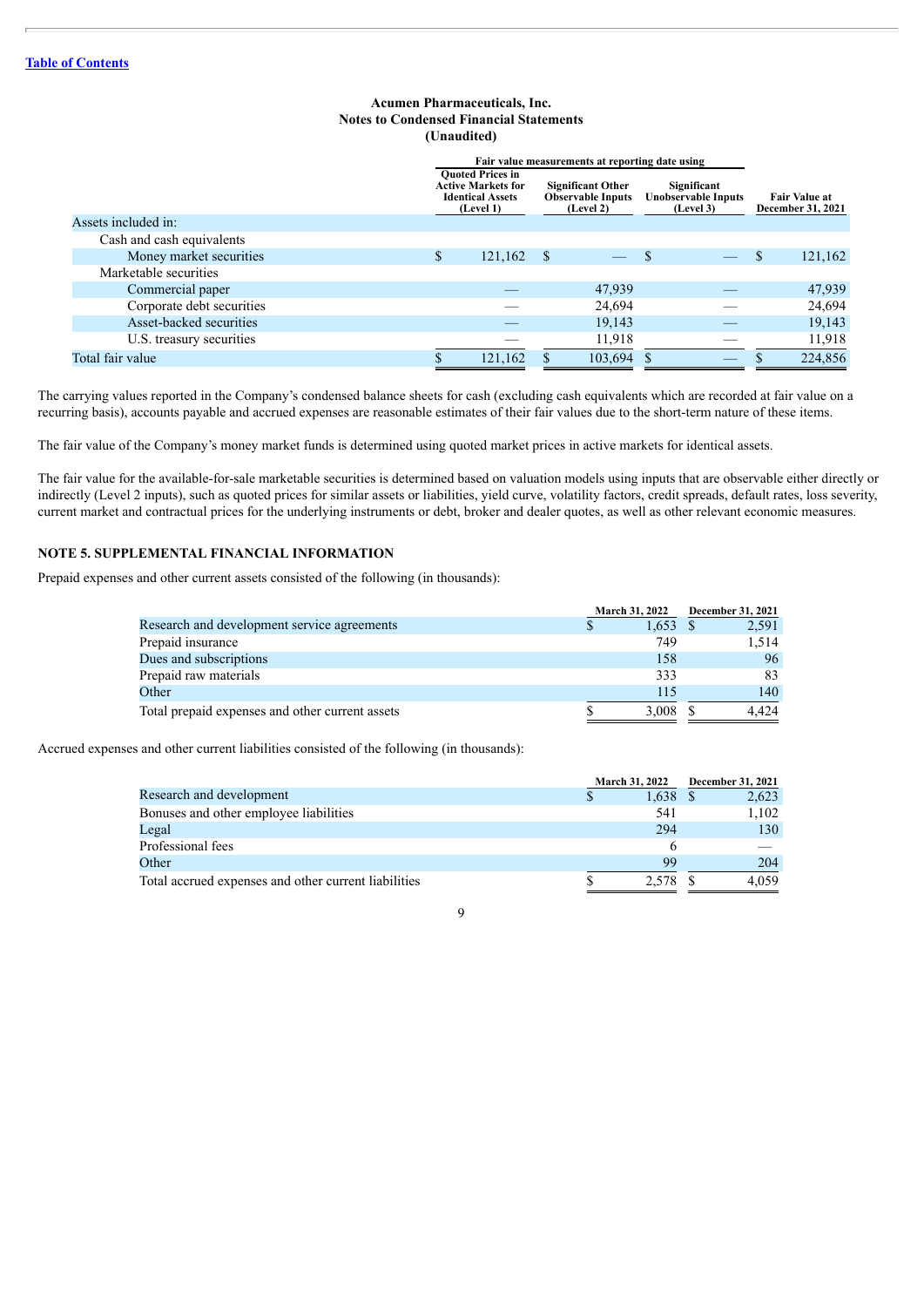Table of Contents

**Acumen Pharmaceuticals, Inc.**
**Notes to Condensed Financial Statements**
**(Unaudited)**

| | Fair value measurements at reporting date using | | | |
|---|---|---|---|---|
| | Quoted Prices in Active Markets for Identical Assets (Level 1) | Significant Other Observable Inputs (Level 2) | Significant Unobservable Inputs (Level 3) | Fair Value at December 31, 2021 |
| Assets included in: | | | | |
| Cash and cash equivalents | | | | |
| Money market securities | $ 121,162 | $ — | $ — | $ 121,162 |
| Marketable securities | | | | |
| Commercial paper | — | 47,939 | — | 47,939 |
| Corporate debt securities | — | 24,694 | — | 24,694 |
| Asset-backed securities | — | 19,143 | — | 19,143 |
| U.S. treasury securities | — | 11,918 | — | 11,918 |
| Total fair value | $ 121,162 | $ 103,694 | $ — | $ 224,856 |

The carrying values reported in the Company's condensed balance sheets for cash (excluding cash equivalents which are recorded at fair value on a recurring basis), accounts payable and accrued expenses are reasonable estimates of their fair values due to the short-term nature of these items.

The fair value of the Company's money market funds is determined using quoted market prices in active markets for identical assets.

The fair value for the available-for-sale marketable securities is determined based on valuation models using inputs that are observable either directly or indirectly (Level 2 inputs), such as quoted prices for similar assets or liabilities, yield curve, volatility factors, credit spreads, default rates, loss severity, current market and contractual prices for the underlying instruments or debt, broker and dealer quotes, as well as other relevant economic measures.

## NOTE 5. SUPPLEMENTAL FINANCIAL INFORMATION

Prepaid expenses and other current assets consisted of the following (in thousands):

| | March 31, 2022 | December 31, 2021 |
|---|---|---|
| Research and development service agreements | $ 1,653 | $ 2,591 |
| Prepaid insurance | 749 | 1,514 |
| Dues and subscriptions | 158 | 96 |
| Prepaid raw materials | 333 | 83 |
| Other | 115 | 140 |
| Total prepaid expenses and other current assets | $ 3,008 | $ 4,424 |

Accrued expenses and other current liabilities consisted of the following (in thousands):

| | March 31, 2022 | December 31, 2021 |
|---|---|---|
| Research and development | $ 1,638 | $ 2,623 |
| Bonuses and other employee liabilities | 541 | 1,102 |
| Legal | 294 | 130 |
| Professional fees | 6 | — |
| Other | 99 | 204 |
| Total accrued expenses and other current liabilities | $ 2,578 | $ 4,059 |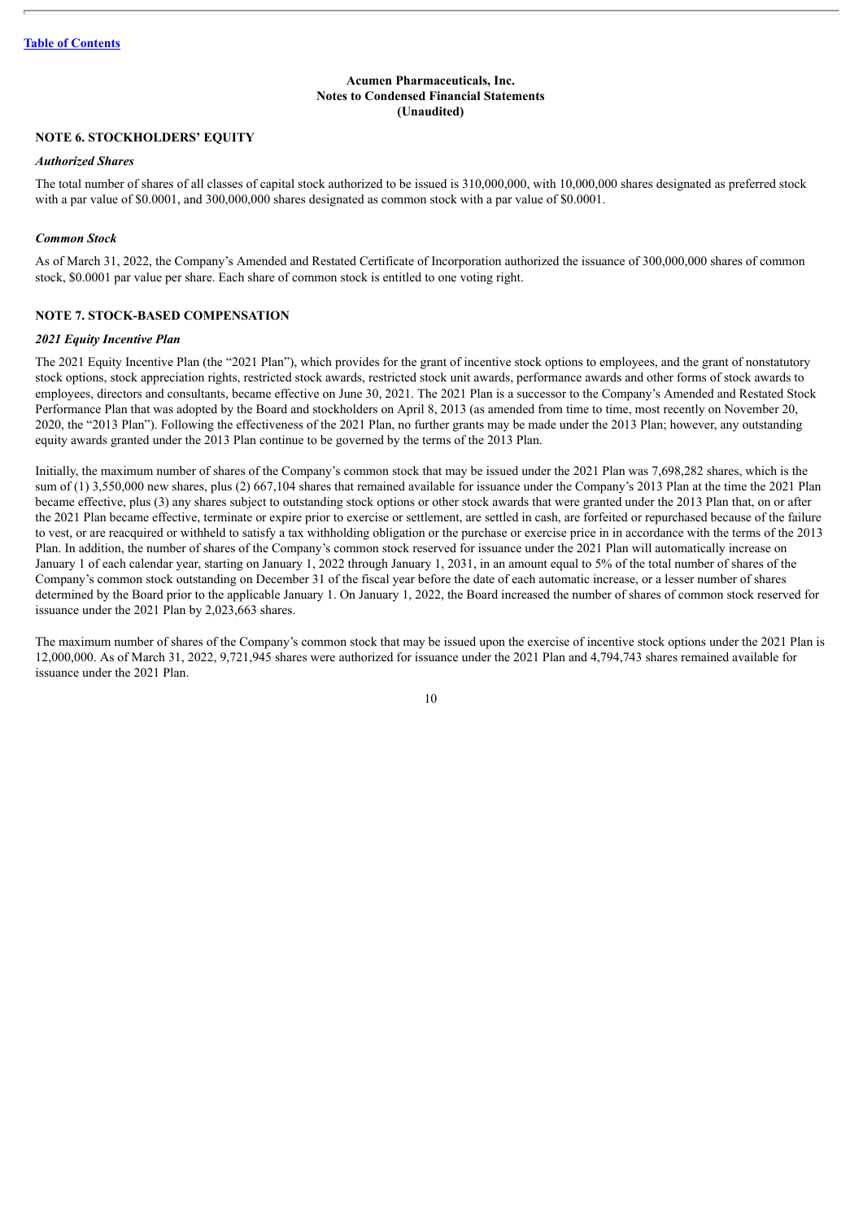Acumen Pharmaceuticals, Inc.
Notes to Condensed Financial Statements
(Unaudited)

## NOTE 6. STOCKHOLDERS' EQUITY

### *Authorized Shares*

The total number of shares of all classes of capital stock authorized to be issued is 310,000,000, with 10,000,000 shares designated as preferred stock with a par value of \$0.0001, and 300,000,000 shares designated as common stock with a par value of \$0.0001.

### *Common Stock*

As of March 31, 2022, the Company's Amended and Restated Certificate of Incorporation authorized the issuance of 300,000,000 shares of common stock, \$0.0001 par value per share. Each share of common stock is entitled to one voting right.

## NOTE 7. STOCK-BASED COMPENSATION

### *2021 Equity Incentive Plan*

The 2021 Equity Incentive Plan (the "2021 Plan"), which provides for the grant of incentive stock options to employees, and the grant of nonstatutory stock options, stock appreciation rights, restricted stock awards, restricted stock unit awards, performance awards and other forms of stock awards to employees, directors and consultants, became effective on June 30, 2021. The 2021 Plan is a successor to the Company's Amended and Restated Stock Performance Plan that was adopted by the Board and stockholders on April 8, 2013 (as amended from time to time, most recently on November 20, 2020, the "2013 Plan"). Following the effectiveness of the 2021 Plan, no further grants may be made under the 2013 Plan; however, any outstanding equity awards granted under the 2013 Plan continue to be governed by the terms of the 2013 Plan.

Initially, the maximum number of shares of the Company's common stock that may be issued under the 2021 Plan was 7,698,282 shares, which is the sum of (1) 3,550,000 new shares, plus (2) 667,104 shares that remained available for issuance under the Company's 2013 Plan at the time the 2021 Plan became effective, plus (3) any shares subject to outstanding stock options or other stock awards that were granted under the 2013 Plan that, on or after the 2021 Plan became effective, terminate or expire prior to exercise or settlement, are settled in cash, are forfeited or repurchased because of the failure to vest, or are reacquired or withheld to satisfy a tax withholding obligation or the purchase or exercise price in in accordance with the terms of the 2013 Plan. In addition, the number of shares of the Company's common stock reserved for issuance under the 2021 Plan will automatically increase on January 1 of each calendar year, starting on January 1, 2022 through January 1, 2031, in an amount equal to 5% of the total number of shares of the Company's common stock outstanding on December 31 of the fiscal year before the date of each automatic increase, or a lesser number of shares determined by the Board prior to the applicable January 1. On January 1, 2022, the Board increased the number of shares of common stock reserved for issuance under the 2021 Plan by 2,023,663 shares.

The maximum number of shares of the Company's common stock that may be issued upon the exercise of incentive stock options under the 2021 Plan is 12,000,000. As of March 31, 2022, 9,721,945 shares were authorized for issuance under the 2021 Plan and 4,794,743 shares remained available for issuance under the 2021 Plan.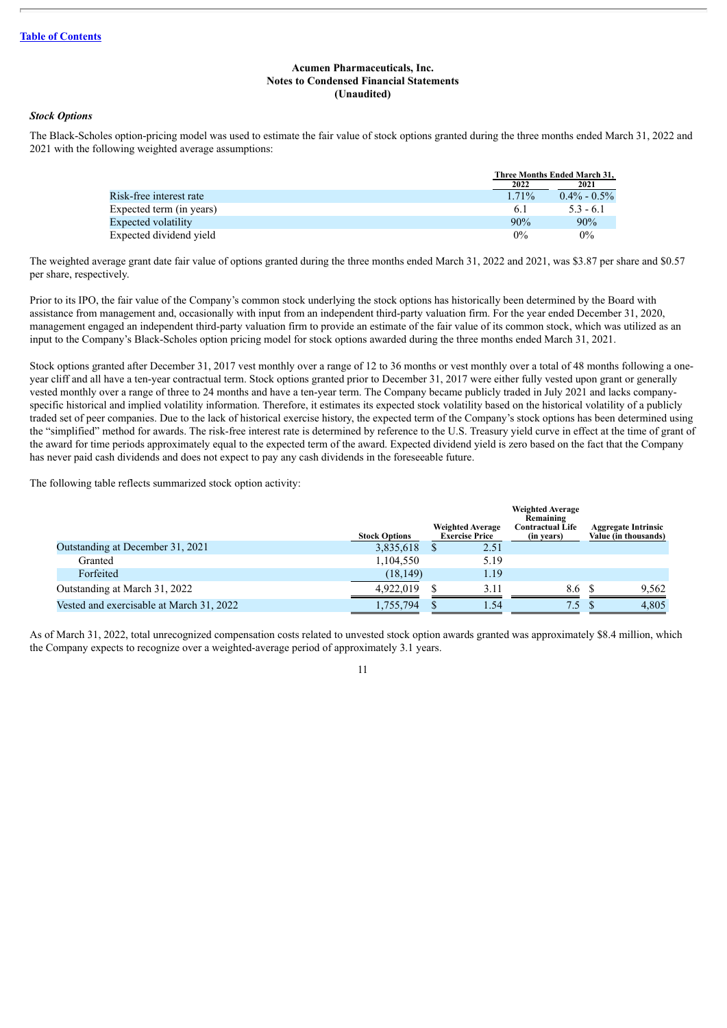**Acumen Pharmaceuticals, Inc.**
**Notes to Condensed Financial Statements**
**(Unaudited)**

***Stock Options***

The Black-Scholes option-pricing model was used to estimate the fair value of stock options granted during the three months ended March 31, 2022 and 2021 with the following weighted average assumptions:

| | Three Months Ended March 31, | |
|---|---|---|
| | 2022 | 2021 |
| Risk-free interest rate | 1.71% | 0.4% - 0.5% |
| Expected term (in years) | 6.1 | 5.3 - 6.1 |
| Expected volatility | 90% | 90% |
| Expected dividend yield | 0% | 0% |

The weighted average grant date fair value of options granted during the three months ended March 31, 2022 and 2021, was $3.87 per share and $0.57 per share, respectively.

Prior to its IPO, the fair value of the Company's common stock underlying the stock options has historically been determined by the Board with assistance from management and, occasionally with input from an independent third-party valuation firm. For the year ended December 31, 2020, management engaged an independent third-party valuation firm to provide an estimate of the fair value of its common stock, which was utilized as an input to the Company's Black-Scholes option pricing model for stock options awarded during the three months ended March 31, 2021.

Stock options granted after December 31, 2017 vest monthly over a range of 12 to 36 months or vest monthly over a total of 48 months following a one-year cliff and all have a ten-year contractual term. Stock options granted prior to December 31, 2017 were either fully vested upon grant or generally vested monthly over a range of three to 24 months and have a ten-year term. The Company became publicly traded in July 2021 and lacks company-specific historical and implied volatility information. Therefore, it estimates its expected stock volatility based on the historical volatility of a publicly traded set of peer companies. Due to the lack of historical exercise history, the expected term of the Company's stock options has been determined using the "simplified" method for awards. The risk-free interest rate is determined by reference to the U.S. Treasury yield curve in effect at the time of grant of the award for time periods approximately equal to the expected term of the award. Expected dividend yield is zero based on the fact that the Company has never paid cash dividends and does not expect to pay any cash dividends in the foreseeable future.

The following table reflects summarized stock option activity:

| | Stock Options | Weighted Average Exercise Price | Weighted Average Remaining Contractual Life (in years) | Aggregate Intrinsic Value (in thousands) |
|---|---|---|---|---|
| Outstanding at December 31, 2021 | 3,835,618 | $ 2.51 | | |
| Granted | 1,104,550 | 5.19 | | |
| Forfeited | (18,149) | 1.19 | | |
| Outstanding at March 31, 2022 | 4,922,019 | $ 3.11 | 8.6 | $ 9,562 |
| Vested and exercisable at March 31, 2022 | 1,755,794 | $ 1.54 | 7.5 | $ 4,805 |

As of March 31, 2022, total unrecognized compensation costs related to unvested stock option awards granted was approximately $8.4 million, which the Company expects to recognize over a weighted-average period of approximately 3.1 years.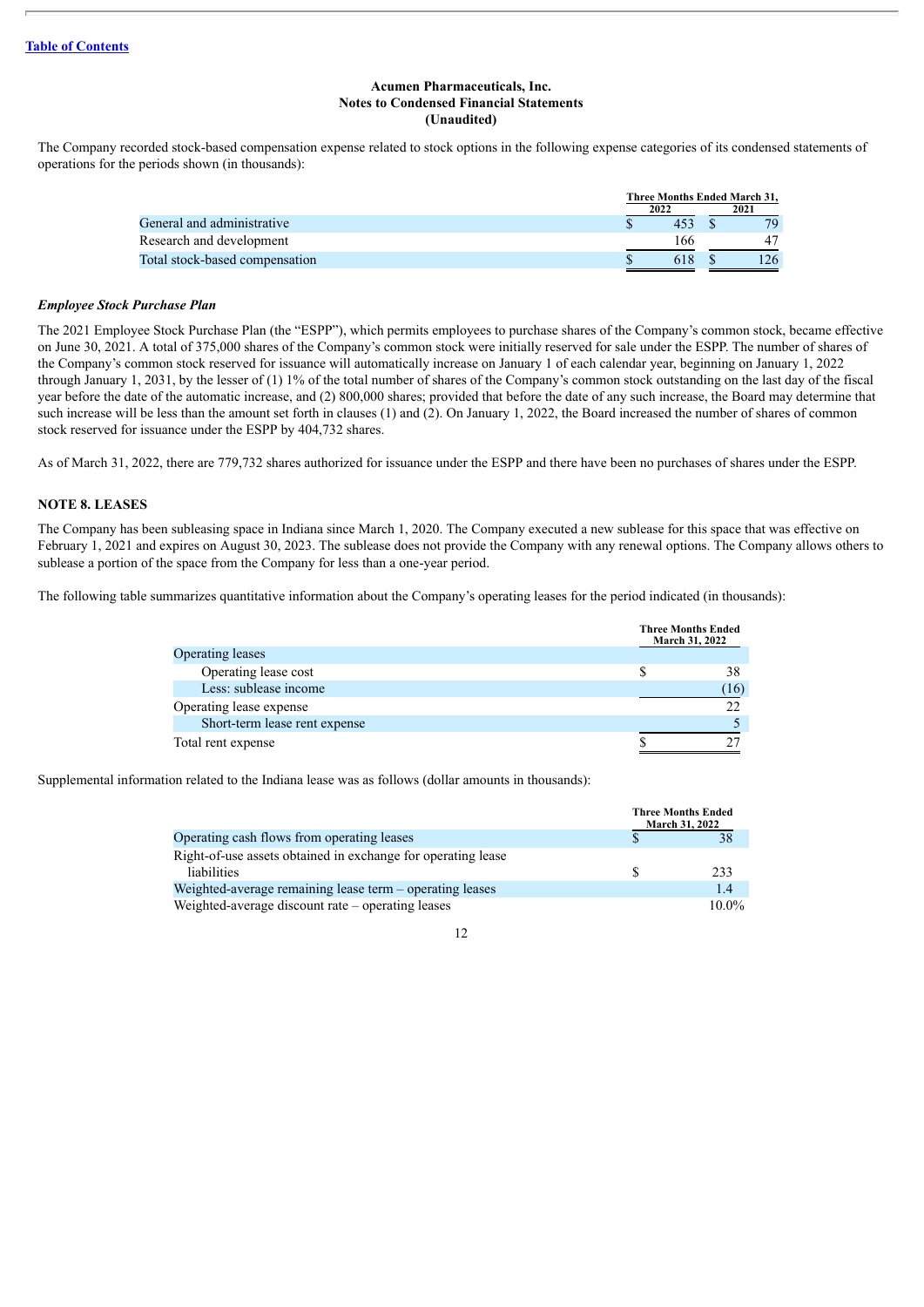Acumen Pharmaceuticals, Inc.
Notes to Condensed Financial Statements
(Unaudited)

The Company recorded stock-based compensation expense related to stock options in the following expense categories of its condensed statements of operations for the periods shown (in thousands):

| | Three Months Ended March 31, | |
|---|---|---|
| | 2022 | 2021 |
| General and administrative | $ 453 | $ 79 |
| Research and development | 166 | 47 |
| Total stock-based compensation | $ 618 | $ 126 |

*Employee Stock Purchase Plan*

The 2021 Employee Stock Purchase Plan (the "ESPP"), which permits employees to purchase shares of the Company's common stock, became effective on June 30, 2021. A total of 375,000 shares of the Company's common stock were initially reserved for sale under the ESPP. The number of shares of the Company's common stock reserved for issuance will automatically increase on January 1 of each calendar year, beginning on January 1, 2022 through January 1, 2031, by the lesser of (1) 1% of the total number of shares of the Company's common stock outstanding on the last day of the fiscal year before the date of the automatic increase, and (2) 800,000 shares; provided that before the date of any such increase, the Board may determine that such increase will be less than the amount set forth in clauses (1) and (2). On January 1, 2022, the Board increased the number of shares of common stock reserved for issuance under the ESPP by 404,732 shares.

As of March 31, 2022, there are 779,732 shares authorized for issuance under the ESPP and there have been no purchases of shares under the ESPP.

## NOTE 8. LEASES

The Company has been subleasing space in Indiana since March 1, 2020. The Company executed a new sublease for this space that was effective on February 1, 2021 and expires on August 30, 2023. The sublease does not provide the Company with any renewal options. The Company allows others to sublease a portion of the space from the Company for less than a one-year period.

The following table summarizes quantitative information about the Company's operating leases for the period indicated (in thousands):

| | Three Months Ended March 31, 2022 |
|---|---|
| Operating leases | |
| Operating lease cost | $ 38 |
| Less: sublease income | (16) |
| Operating lease expense | 22 |
| Short-term lease rent expense | 5 |
| Total rent expense | $ 27 |

Supplemental information related to the Indiana lease was as follows (dollar amounts in thousands):

| | Three Months Ended March 31, 2022 |
|---|---|
| Operating cash flows from operating leases | $ 38 |
| Right-of-use assets obtained in exchange for operating lease liabilities | $ 233 |
| Weighted-average remaining lease term – operating leases | 1.4 |
| Weighted-average discount rate – operating leases | 10.0% |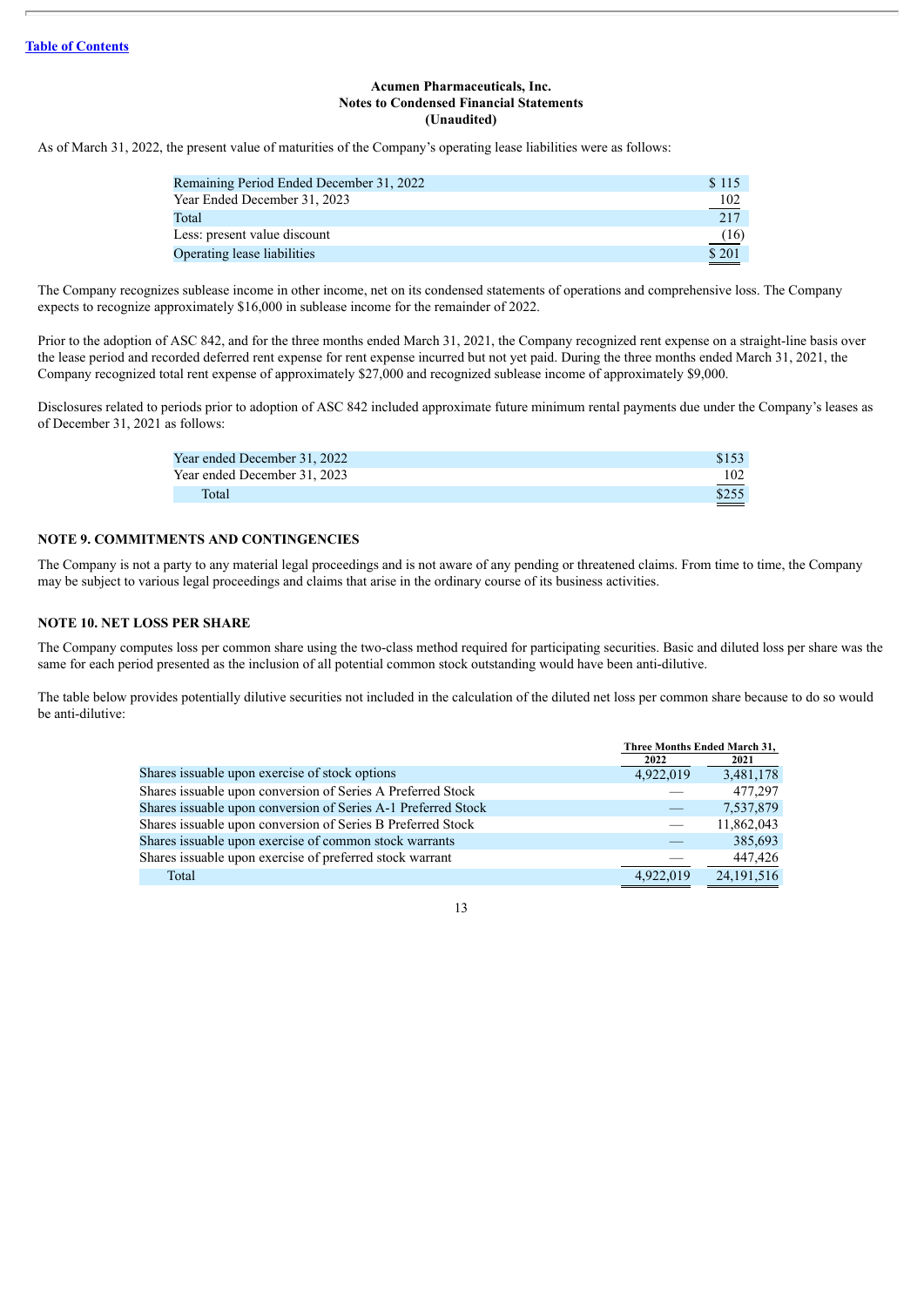Acumen Pharmaceuticals, Inc.
Notes to Condensed Financial Statements
(Unaudited)

As of March 31, 2022, the present value of maturities of the Company's operating lease liabilities were as follows:

| | |
|---|---|
| Remaining Period Ended December 31, 2022 | $ 115 |
| Year Ended December 31, 2023 | 102 |
| Total | 217 |
| Less: present value discount | (16) |
| Operating lease liabilities | $ 201 |

The Company recognizes sublease income in other income, net on its condensed statements of operations and comprehensive loss. The Company expects to recognize approximately $16,000 in sublease income for the remainder of 2022.

Prior to the adoption of ASC 842, and for the three months ended March 31, 2021, the Company recognized rent expense on a straight-line basis over the lease period and recorded deferred rent expense for rent expense incurred but not yet paid. During the three months ended March 31, 2021, the Company recognized total rent expense of approximately $27,000 and recognized sublease income of approximately $9,000.

Disclosures related to periods prior to adoption of ASC 842 included approximate future minimum rental payments due under the Company's leases as of December 31, 2021 as follows:

| | |
|---|---|
| Year ended December 31, 2022 | $153 |
| Year ended December 31, 2023 | 102 |
| Total | $255 |

## NOTE 9. COMMITMENTS AND CONTINGENCIES

The Company is not a party to any material legal proceedings and is not aware of any pending or threatened claims. From time to time, the Company may be subject to various legal proceedings and claims that arise in the ordinary course of its business activities.

## NOTE 10. NET LOSS PER SHARE

The Company computes loss per common share using the two-class method required for participating securities. Basic and diluted loss per share was the same for each period presented as the inclusion of all potential common stock outstanding would have been anti-dilutive.

The table below provides potentially dilutive securities not included in the calculation of the diluted net loss per common share because to do so would be anti-dilutive:

| | Three Months Ended March 31, | |
|---|---|---|
| | 2022 | 2021 |
| Shares issuable upon exercise of stock options | 4,922,019 | 3,481,178 |
| Shares issuable upon conversion of Series A Preferred Stock | — | 477,297 |
| Shares issuable upon conversion of Series A-1 Preferred Stock | — | 7,537,879 |
| Shares issuable upon conversion of Series B Preferred Stock | — | 11,862,043 |
| Shares issuable upon exercise of common stock warrants | — | 385,693 |
| Shares issuable upon exercise of preferred stock warrant | — | 447,426 |
| Total | 4,922,019 | 24,191,516 |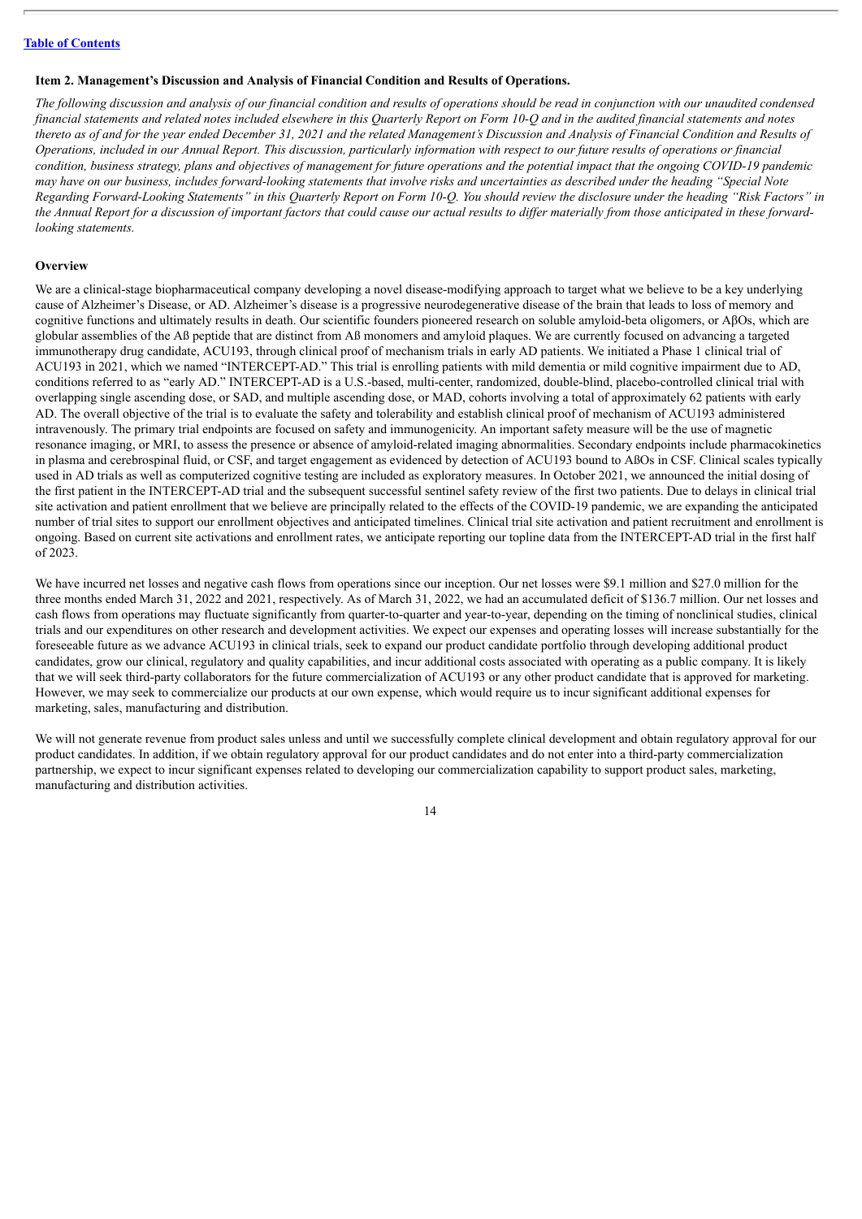**Item 2. Management's Discussion and Analysis of Financial Condition and Results of Operations.**

*The following discussion and analysis of our financial condition and results of operations should be read in conjunction with our unaudited condensed financial statements and related notes included elsewhere in this Quarterly Report on Form 10-Q and in the audited financial statements and notes thereto as of and for the year ended December 31, 2021 and the related Management's Discussion and Analysis of Financial Condition and Results of Operations, included in our Annual Report. This discussion, particularly information with respect to our future results of operations or financial condition, business strategy, plans and objectives of management for future operations and the potential impact that the ongoing COVID-19 pandemic may have on our business, includes forward-looking statements that involve risks and uncertainties as described under the heading "Special Note Regarding Forward-Looking Statements" in this Quarterly Report on Form 10-Q. You should review the disclosure under the heading "Risk Factors" in the Annual Report for a discussion of important factors that could cause our actual results to differ materially from those anticipated in these forward-looking statements.*

**Overview**

We are a clinical-stage biopharmaceutical company developing a novel disease-modifying approach to target what we believe to be a key underlying cause of Alzheimer's Disease, or AD. Alzheimer's disease is a progressive neurodegenerative disease of the brain that leads to loss of memory and cognitive functions and ultimately results in death. Our scientific founders pioneered research on soluble amyloid-beta oligomers, or AβOs, which are globular assemblies of the Aß peptide that are distinct from Aß monomers and amyloid plaques. We are currently focused on advancing a targeted immunotherapy drug candidate, ACU193, through clinical proof of mechanism trials in early AD patients. We initiated a Phase 1 clinical trial of ACU193 in 2021, which we named "INTERCEPT-AD." This trial is enrolling patients with mild dementia or mild cognitive impairment due to AD, conditions referred to as "early AD." INTERCEPT-AD is a U.S.-based, multi-center, randomized, double-blind, placebo-controlled clinical trial with overlapping single ascending dose, or SAD, and multiple ascending dose, or MAD, cohorts involving a total of approximately 62 patients with early AD. The overall objective of the trial is to evaluate the safety and tolerability and establish clinical proof of mechanism of ACU193 administered intravenously. The primary trial endpoints are focused on safety and immunogenicity. An important safety measure will be the use of magnetic resonance imaging, or MRI, to assess the presence or absence of amyloid-related imaging abnormalities. Secondary endpoints include pharmacokinetics in plasma and cerebrospinal fluid, or CSF, and target engagement as evidenced by detection of ACU193 bound to AßOs in CSF. Clinical scales typically used in AD trials as well as computerized cognitive testing are included as exploratory measures. In October 2021, we announced the initial dosing of the first patient in the INTERCEPT-AD trial and the subsequent successful sentinel safety review of the first two patients. Due to delays in clinical trial site activation and patient enrollment that we believe are principally related to the effects of the COVID-19 pandemic, we are expanding the anticipated number of trial sites to support our enrollment objectives and anticipated timelines. Clinical trial site activation and patient recruitment and enrollment is ongoing. Based on current site activations and enrollment rates, we anticipate reporting our topline data from the INTERCEPT-AD trial in the first half of 2023.

We have incurred net losses and negative cash flows from operations since our inception. Our net losses were $9.1 million and $27.0 million for the three months ended March 31, 2022 and 2021, respectively. As of March 31, 2022, we had an accumulated deficit of $136.7 million. Our net losses and cash flows from operations may fluctuate significantly from quarter-to-quarter and year-to-year, depending on the timing of nonclinical studies, clinical trials and our expenditures on other research and development activities. We expect our expenses and operating losses will increase substantially for the foreseeable future as we advance ACU193 in clinical trials, seek to expand our product candidate portfolio through developing additional product candidates, grow our clinical, regulatory and quality capabilities, and incur additional costs associated with operating as a public company. It is likely that we will seek third-party collaborators for the future commercialization of ACU193 or any other product candidate that is approved for marketing. However, we may seek to commercialize our products at our own expense, which would require us to incur significant additional expenses for marketing, sales, manufacturing and distribution.

We will not generate revenue from product sales unless and until we successfully complete clinical development and obtain regulatory approval for our product candidates. In addition, if we obtain regulatory approval for our product candidates and do not enter into a third-party commercialization partnership, we expect to incur significant expenses related to developing our commercialization capability to support product sales, marketing, manufacturing and distribution activities.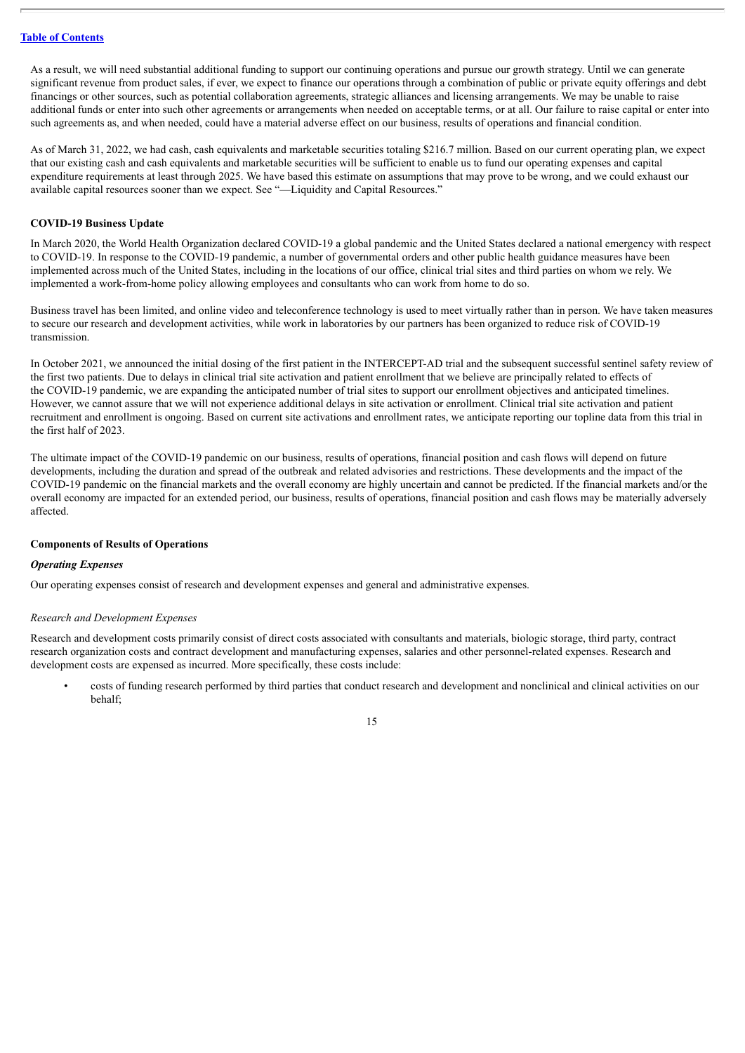As a result, we will need substantial additional funding to support our continuing operations and pursue our growth strategy. Until we can generate significant revenue from product sales, if ever, we expect to finance our operations through a combination of public or private equity offerings and debt financings or other sources, such as potential collaboration agreements, strategic alliances and licensing arrangements. We may be unable to raise additional funds or enter into such other agreements or arrangements when needed on acceptable terms, or at all. Our failure to raise capital or enter into such agreements as, and when needed, could have a material adverse effect on our business, results of operations and financial condition.

As of March 31, 2022, we had cash, cash equivalents and marketable securities totaling $216.7 million. Based on our current operating plan, we expect that our existing cash and cash equivalents and marketable securities will be sufficient to enable us to fund our operating expenses and capital expenditure requirements at least through 2025. We have based this estimate on assumptions that may prove to be wrong, and we could exhaust our available capital resources sooner than we expect. See "—Liquidity and Capital Resources."

**COVID-19 Business Update**

In March 2020, the World Health Organization declared COVID-19 a global pandemic and the United States declared a national emergency with respect to COVID-19. In response to the COVID-19 pandemic, a number of governmental orders and other public health guidance measures have been implemented across much of the United States, including in the locations of our office, clinical trial sites and third parties on whom we rely. We implemented a work-from-home policy allowing employees and consultants who can work from home to do so.

Business travel has been limited, and online video and teleconference technology is used to meet virtually rather than in person. We have taken measures to secure our research and development activities, while work in laboratories by our partners has been organized to reduce risk of COVID-19 transmission.

In October 2021, we announced the initial dosing of the first patient in the INTERCEPT-AD trial and the subsequent successful sentinel safety review of the first two patients. Due to delays in clinical trial site activation and patient enrollment that we believe are principally related to effects of the COVID-19 pandemic, we are expanding the anticipated number of trial sites to support our enrollment objectives and anticipated timelines. However, we cannot assure that we will not experience additional delays in site activation or enrollment. Clinical trial site activation and patient recruitment and enrollment is ongoing. Based on current site activations and enrollment rates, we anticipate reporting our topline data from this trial in the first half of 2023.

The ultimate impact of the COVID-19 pandemic on our business, results of operations, financial position and cash flows will depend on future developments, including the duration and spread of the outbreak and related advisories and restrictions. These developments and the impact of the COVID-19 pandemic on the financial markets and the overall economy are highly uncertain and cannot be predicted. If the financial markets and/or the overall economy are impacted for an extended period, our business, results of operations, financial position and cash flows may be materially adversely affected.

**Components of Results of Operations**

***Operating Expenses***

Our operating expenses consist of research and development expenses and general and administrative expenses.

*Research and Development Expenses*

Research and development costs primarily consist of direct costs associated with consultants and materials, biologic storage, third party, contract research organization costs and contract development and manufacturing expenses, salaries and other personnel-related expenses. Research and development costs are expensed as incurred. More specifically, these costs include:

- costs of funding research performed by third parties that conduct research and development and nonclinical and clinical activities on our behalf;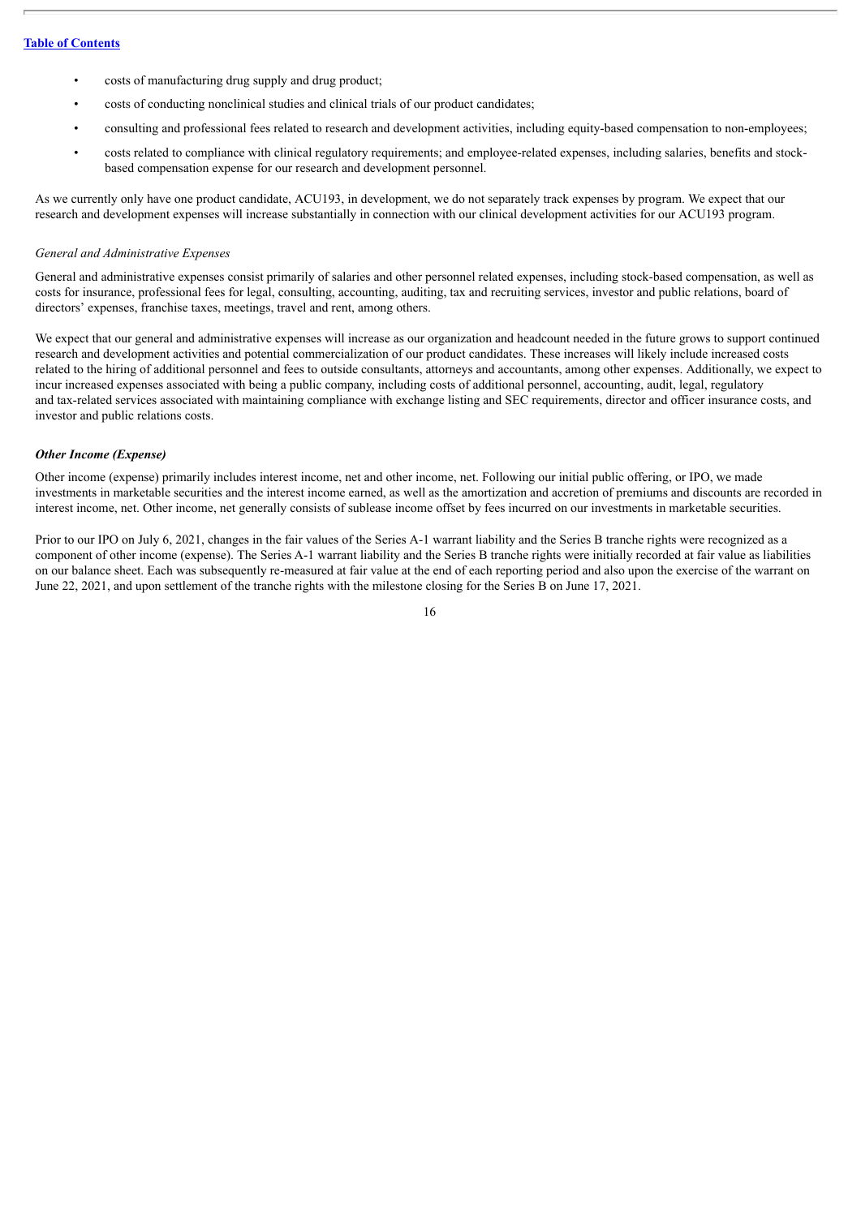- costs of manufacturing drug supply and drug product;
- costs of conducting nonclinical studies and clinical trials of our product candidates;
- consulting and professional fees related to research and development activities, including equity-based compensation to non-employees;
- costs related to compliance with clinical regulatory requirements; and employee-related expenses, including salaries, benefits and stock-based compensation expense for our research and development personnel.

As we currently only have one product candidate, ACU193, in development, we do not separately track expenses by program. We expect that our research and development expenses will increase substantially in connection with our clinical development activities for our ACU193 program.

*General and Administrative Expenses*

General and administrative expenses consist primarily of salaries and other personnel related expenses, including stock-based compensation, as well as costs for insurance, professional fees for legal, consulting, accounting, auditing, tax and recruiting services, investor and public relations, board of directors' expenses, franchise taxes, meetings, travel and rent, among others.

We expect that our general and administrative expenses will increase as our organization and headcount needed in the future grows to support continued research and development activities and potential commercialization of our product candidates. These increases will likely include increased costs related to the hiring of additional personnel and fees to outside consultants, attorneys and accountants, among other expenses. Additionally, we expect to incur increased expenses associated with being a public company, including costs of additional personnel, accounting, audit, legal, regulatory and tax-related services associated with maintaining compliance with exchange listing and SEC requirements, director and officer insurance costs, and investor and public relations costs.

***Other Income (Expense)***

Other income (expense) primarily includes interest income, net and other income, net. Following our initial public offering, or IPO, we made investments in marketable securities and the interest income earned, as well as the amortization and accretion of premiums and discounts are recorded in interest income, net. Other income, net generally consists of sublease income offset by fees incurred on our investments in marketable securities.

Prior to our IPO on July 6, 2021, changes in the fair values of the Series A-1 warrant liability and the Series B tranche rights were recognized as a component of other income (expense). The Series A-1 warrant liability and the Series B tranche rights were initially recorded at fair value as liabilities on our balance sheet. Each was subsequently re-measured at fair value at the end of each reporting period and also upon the exercise of the warrant on June 22, 2021, and upon settlement of the tranche rights with the milestone closing for the Series B on June 17, 2021.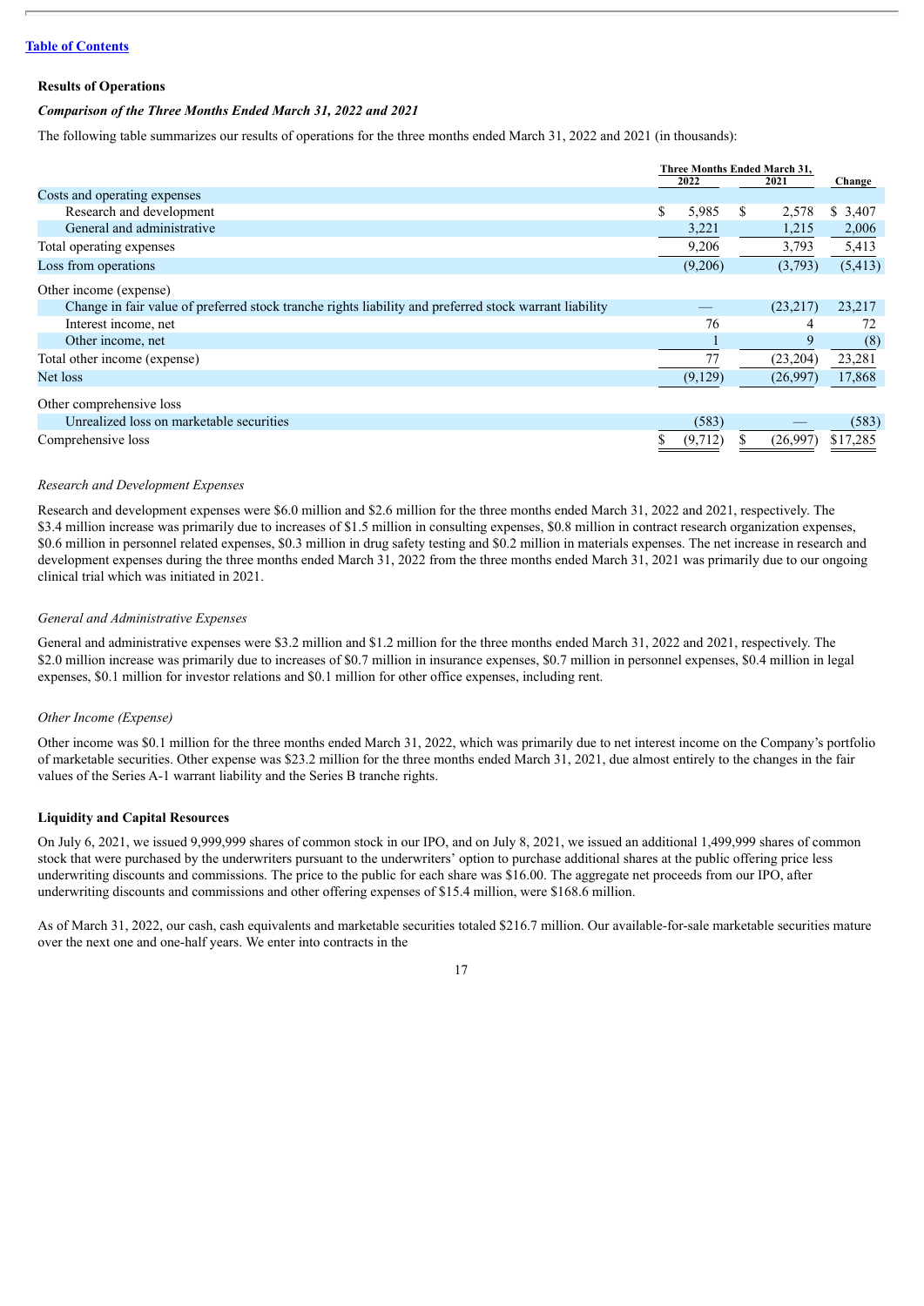[Table of Contents](#)

**Results of Operations**

***Comparison of the Three Months Ended March 31, 2022 and 2021***

The following table summarizes our results of operations for the three months ended March 31, 2022 and 2021 (in thousands):

| | Three Months Ended March 31, 2022 | Three Months Ended March 31, 2021 | Change |
|---|---|---|---|
| Costs and operating expenses | | | |
| Research and development | $ 5,985 | $ 2,578 | $ 3,407 |
| General and administrative | 3,221 | 1,215 | 2,006 |
| Total operating expenses | 9,206 | 3,793 | 5,413 |
| Loss from operations | (9,206) | (3,793) | (5,413) |
| Other income (expense) | | | |
| Change in fair value of preferred stock tranche rights liability and preferred stock warrant liability | — | (23,217) | 23,217 |
| Interest income, net | 76 | 4 | 72 |
| Other income, net | 1 | 9 | (8) |
| Total other income (expense) | 77 | (23,204) | 23,281 |
| Net loss | (9,129) | (26,997) | 17,868 |
| Other comprehensive loss | | | |
| Unrealized loss on marketable securities | (583) | — | (583) |
| Comprehensive loss | $ (9,712) | $ (26,997) | $17,285 |

*Research and Development Expenses*

Research and development expenses were $6.0 million and $2.6 million for the three months ended March 31, 2022 and 2021, respectively. The $3.4 million increase was primarily due to increases of $1.5 million in consulting expenses, $0.8 million in contract research organization expenses, $0.6 million in personnel related expenses, $0.3 million in drug safety testing and $0.2 million in materials expenses. The net increase in research and development expenses during the three months ended March 31, 2022 from the three months ended March 31, 2021 was primarily due to our ongoing clinical trial which was initiated in 2021.

*General and Administrative Expenses*

General and administrative expenses were $3.2 million and $1.2 million for the three months ended March 31, 2022 and 2021, respectively. The $2.0 million increase was primarily due to increases of $0.7 million in insurance expenses, $0.7 million in personnel expenses, $0.4 million in legal expenses, $0.1 million for investor relations and $0.1 million for other office expenses, including rent.

*Other Income (Expense)*

Other income was $0.1 million for the three months ended March 31, 2022, which was primarily due to net interest income on the Company's portfolio of marketable securities. Other expense was $23.2 million for the three months ended March 31, 2021, due almost entirely to the changes in the fair values of the Series A-1 warrant liability and the Series B tranche rights.

**Liquidity and Capital Resources**

On July 6, 2021, we issued 9,999,999 shares of common stock in our IPO, and on July 8, 2021, we issued an additional 1,499,999 shares of common stock that were purchased by the underwriters pursuant to the underwriters' option to purchase additional shares at the public offering price less underwriting discounts and commissions. The price to the public for each share was $16.00. The aggregate net proceeds from our IPO, after underwriting discounts and commissions and other offering expenses of $15.4 million, were $168.6 million.

As of March 31, 2022, our cash, cash equivalents and marketable securities totaled $216.7 million. Our available-for-sale marketable securities mature over the next one and one-half years. We enter into contracts in the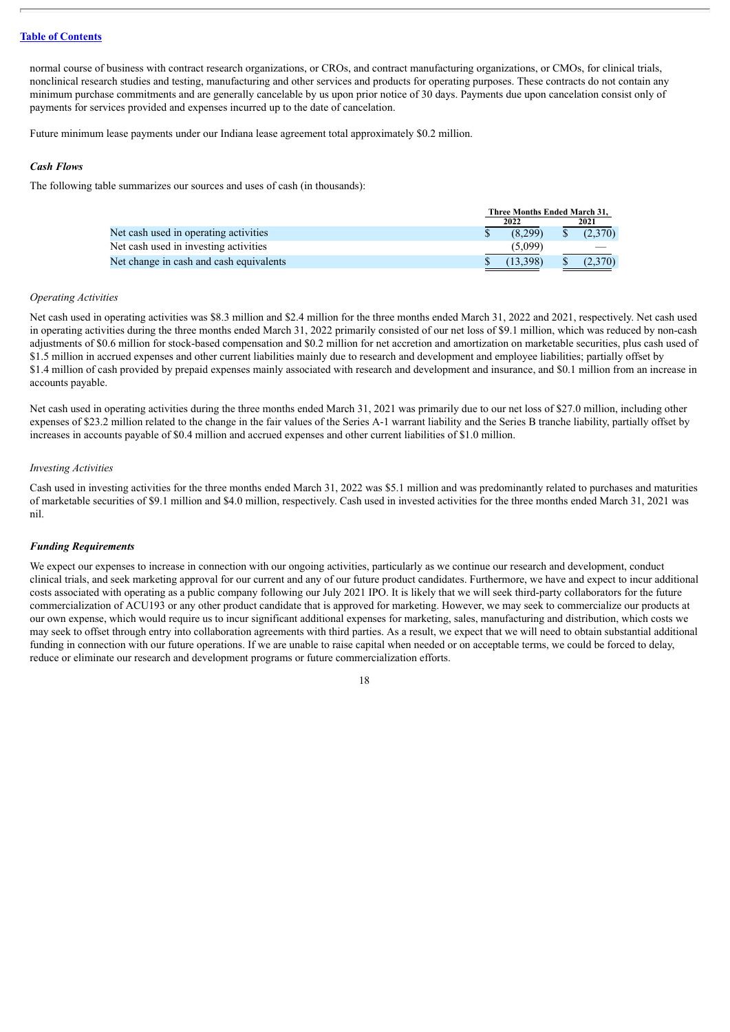normal course of business with contract research organizations, or CROs, and contract manufacturing organizations, or CMOs, for clinical trials, nonclinical research studies and testing, manufacturing and other services and products for operating purposes. These contracts do not contain any minimum purchase commitments and are generally cancelable by us upon prior notice of 30 days. Payments due upon cancelation consist only of payments for services provided and expenses incurred up to the date of cancelation.

Future minimum lease payments under our Indiana lease agreement total approximately $0.2 million.

***Cash Flows***

The following table summarizes our sources and uses of cash (in thousands):

| | Three Months Ended March 31, | |
|---|---|---|
| | 2022 | 2021 |
| Net cash used in operating activities | $ (8,299) | $ (2,370) |
| Net cash used in investing activities | (5,099) | — |
| Net change in cash and cash equivalents | $ (13,398) | $ (2,370) |

*Operating Activities*

Net cash used in operating activities was $8.3 million and $2.4 million for the three months ended March 31, 2022 and 2021, respectively. Net cash used in operating activities during the three months ended March 31, 2022 primarily consisted of our net loss of $9.1 million, which was reduced by non-cash adjustments of $0.6 million for stock-based compensation and $0.2 million for net accretion and amortization on marketable securities, plus cash used of $1.5 million in accrued expenses and other current liabilities mainly due to research and development and employee liabilities; partially offset by $1.4 million of cash provided by prepaid expenses mainly associated with research and development and insurance, and $0.1 million from an increase in accounts payable.

Net cash used in operating activities during the three months ended March 31, 2021 was primarily due to our net loss of $27.0 million, including other expenses of $23.2 million related to the change in the fair values of the Series A-1 warrant liability and the Series B tranche liability, partially offset by increases in accounts payable of $0.4 million and accrued expenses and other current liabilities of $1.0 million.

*Investing Activities*

Cash used in investing activities for the three months ended March 31, 2022 was $5.1 million and was predominantly related to purchases and maturities of marketable securities of $9.1 million and $4.0 million, respectively. Cash used in invested activities for the three months ended March 31, 2021 was nil.

***Funding Requirements***

We expect our expenses to increase in connection with our ongoing activities, particularly as we continue our research and development, conduct clinical trials, and seek marketing approval for our current and any of our future product candidates. Furthermore, we have and expect to incur additional costs associated with operating as a public company following our July 2021 IPO. It is likely that we will seek third-party collaborators for the future commercialization of ACU193 or any other product candidate that is approved for marketing. However, we may seek to commercialize our products at our own expense, which would require us to incur significant additional expenses for marketing, sales, manufacturing and distribution, which costs we may seek to offset through entry into collaboration agreements with third parties. As a result, we expect that we will need to obtain substantial additional funding in connection with our future operations. If we are unable to raise capital when needed or on acceptable terms, we could be forced to delay, reduce or eliminate our research and development programs or future commercialization efforts.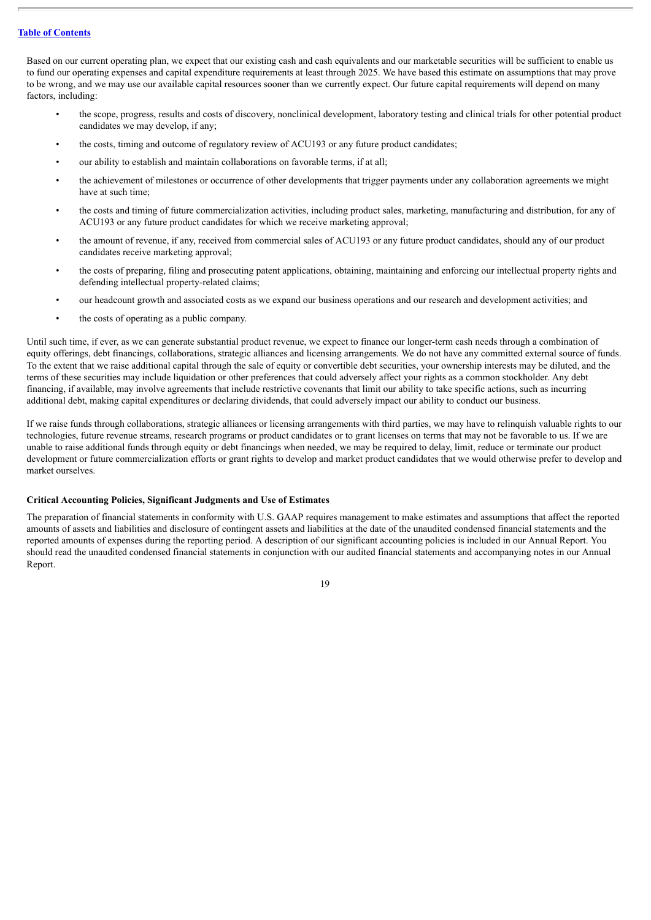Based on our current operating plan, we expect that our existing cash and cash equivalents and our marketable securities will be sufficient to enable us to fund our operating expenses and capital expenditure requirements at least through 2025. We have based this estimate on assumptions that may prove to be wrong, and we may use our available capital resources sooner than we currently expect. Our future capital requirements will depend on many factors, including:

- the scope, progress, results and costs of discovery, nonclinical development, laboratory testing and clinical trials for other potential product candidates we may develop, if any;
- the costs, timing and outcome of regulatory review of ACU193 or any future product candidates;
- our ability to establish and maintain collaborations on favorable terms, if at all;
- the achievement of milestones or occurrence of other developments that trigger payments under any collaboration agreements we might have at such time;
- the costs and timing of future commercialization activities, including product sales, marketing, manufacturing and distribution, for any of ACU193 or any future product candidates for which we receive marketing approval;
- the amount of revenue, if any, received from commercial sales of ACU193 or any future product candidates, should any of our product candidates receive marketing approval;
- the costs of preparing, filing and prosecuting patent applications, obtaining, maintaining and enforcing our intellectual property rights and defending intellectual property-related claims;
- our headcount growth and associated costs as we expand our business operations and our research and development activities; and
- the costs of operating as a public company.

Until such time, if ever, as we can generate substantial product revenue, we expect to finance our longer-term cash needs through a combination of equity offerings, debt financings, collaborations, strategic alliances and licensing arrangements. We do not have any committed external source of funds. To the extent that we raise additional capital through the sale of equity or convertible debt securities, your ownership interests may be diluted, and the terms of these securities may include liquidation or other preferences that could adversely affect your rights as a common stockholder. Any debt financing, if available, may involve agreements that include restrictive covenants that limit our ability to take specific actions, such as incurring additional debt, making capital expenditures or declaring dividends, that could adversely impact our ability to conduct our business.

If we raise funds through collaborations, strategic alliances or licensing arrangements with third parties, we may have to relinquish valuable rights to our technologies, future revenue streams, research programs or product candidates or to grant licenses on terms that may not be favorable to us. If we are unable to raise additional funds through equity or debt financings when needed, we may be required to delay, limit, reduce or terminate our product development or future commercialization efforts or grant rights to develop and market product candidates that we would otherwise prefer to develop and market ourselves.

**Critical Accounting Policies, Significant Judgments and Use of Estimates**

The preparation of financial statements in conformity with U.S. GAAP requires management to make estimates and assumptions that affect the reported amounts of assets and liabilities and disclosure of contingent assets and liabilities at the date of the unaudited condensed financial statements and the reported amounts of expenses during the reporting period. A description of our significant accounting policies is included in our Annual Report. You should read the unaudited condensed financial statements in conjunction with our audited financial statements and accompanying notes in our Annual Report.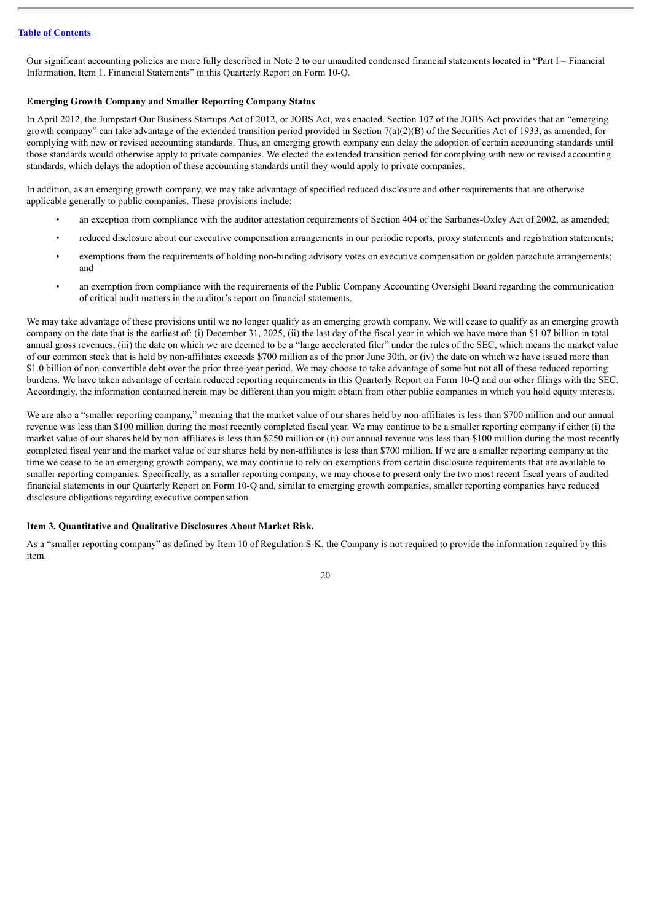Our significant accounting policies are more fully described in Note 2 to our unaudited condensed financial statements located in "Part I – Financial Information, Item 1. Financial Statements" in this Quarterly Report on Form 10-Q.

**Emerging Growth Company and Smaller Reporting Company Status**

In April 2012, the Jumpstart Our Business Startups Act of 2012, or JOBS Act, was enacted. Section 107 of the JOBS Act provides that an "emerging growth company" can take advantage of the extended transition period provided in Section 7(a)(2)(B) of the Securities Act of 1933, as amended, for complying with new or revised accounting standards. Thus, an emerging growth company can delay the adoption of certain accounting standards until those standards would otherwise apply to private companies. We elected the extended transition period for complying with new or revised accounting standards, which delays the adoption of these accounting standards until they would apply to private companies.

In addition, as an emerging growth company, we may take advantage of specified reduced disclosure and other requirements that are otherwise applicable generally to public companies. These provisions include:

- an exception from compliance with the auditor attestation requirements of Section 404 of the Sarbanes-Oxley Act of 2002, as amended;
- reduced disclosure about our executive compensation arrangements in our periodic reports, proxy statements and registration statements;
- exemptions from the requirements of holding non-binding advisory votes on executive compensation or golden parachute arrangements; and
- an exemption from compliance with the requirements of the Public Company Accounting Oversight Board regarding the communication of critical audit matters in the auditor's report on financial statements.

We may take advantage of these provisions until we no longer qualify as an emerging growth company. We will cease to qualify as an emerging growth company on the date that is the earliest of: (i) December 31, 2025, (ii) the last day of the fiscal year in which we have more than $1.07 billion in total annual gross revenues, (iii) the date on which we are deemed to be a "large accelerated filer" under the rules of the SEC, which means the market value of our common stock that is held by non-affiliates exceeds $700 million as of the prior June 30th, or (iv) the date on which we have issued more than $1.0 billion of non-convertible debt over the prior three-year period. We may choose to take advantage of some but not all of these reduced reporting burdens. We have taken advantage of certain reduced reporting requirements in this Quarterly Report on Form 10-Q and our other filings with the SEC. Accordingly, the information contained herein may be different than you might obtain from other public companies in which you hold equity interests.

We are also a "smaller reporting company," meaning that the market value of our shares held by non-affiliates is less than $700 million and our annual revenue was less than $100 million during the most recently completed fiscal year. We may continue to be a smaller reporting company if either (i) the market value of our shares held by non-affiliates is less than $250 million or (ii) our annual revenue was less than $100 million during the most recently completed fiscal year and the market value of our shares held by non-affiliates is less than $700 million. If we are a smaller reporting company at the time we cease to be an emerging growth company, we may continue to rely on exemptions from certain disclosure requirements that are available to smaller reporting companies. Specifically, as a smaller reporting company, we may choose to present only the two most recent fiscal years of audited financial statements in our Quarterly Report on Form 10-Q and, similar to emerging growth companies, smaller reporting companies have reduced disclosure obligations regarding executive compensation.

**Item 3. Quantitative and Qualitative Disclosures About Market Risk.**

As a "smaller reporting company" as defined by Item 10 of Regulation S-K, the Company is not required to provide the information required by this item.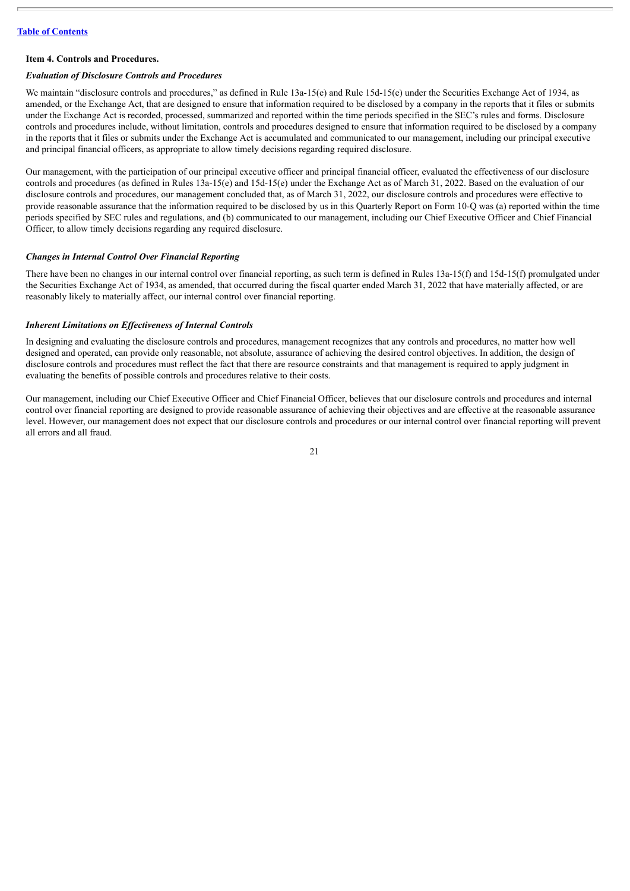### Item 4. Controls and Procedures.

***Evaluation of Disclosure Controls and Procedures***

We maintain "disclosure controls and procedures," as defined in Rule 13a-15(e) and Rule 15d-15(e) under the Securities Exchange Act of 1934, as amended, or the Exchange Act, that are designed to ensure that information required to be disclosed by a company in the reports that it files or submits under the Exchange Act is recorded, processed, summarized and reported within the time periods specified in the SEC's rules and forms. Disclosure controls and procedures include, without limitation, controls and procedures designed to ensure that information required to be disclosed by a company in the reports that it files or submits under the Exchange Act is accumulated and communicated to our management, including our principal executive and principal financial officers, as appropriate to allow timely decisions regarding required disclosure.

Our management, with the participation of our principal executive officer and principal financial officer, evaluated the effectiveness of our disclosure controls and procedures (as defined in Rules 13a-15(e) and 15d-15(e) under the Exchange Act as of March 31, 2022. Based on the evaluation of our disclosure controls and procedures, our management concluded that, as of March 31, 2022, our disclosure controls and procedures were effective to provide reasonable assurance that the information required to be disclosed by us in this Quarterly Report on Form 10-Q was (a) reported within the time periods specified by SEC rules and regulations, and (b) communicated to our management, including our Chief Executive Officer and Chief Financial Officer, to allow timely decisions regarding any required disclosure.

***Changes in Internal Control Over Financial Reporting***

There have been no changes in our internal control over financial reporting, as such term is defined in Rules 13a-15(f) and 15d-15(f) promulgated under the Securities Exchange Act of 1934, as amended, that occurred during the fiscal quarter ended March 31, 2022 that have materially affected, or are reasonably likely to materially affect, our internal control over financial reporting.

***Inherent Limitations on Effectiveness of Internal Controls***

In designing and evaluating the disclosure controls and procedures, management recognizes that any controls and procedures, no matter how well designed and operated, can provide only reasonable, not absolute, assurance of achieving the desired control objectives. In addition, the design of disclosure controls and procedures must reflect the fact that there are resource constraints and that management is required to apply judgment in evaluating the benefits of possible controls and procedures relative to their costs.

Our management, including our Chief Executive Officer and Chief Financial Officer, believes that our disclosure controls and procedures and internal control over financial reporting are designed to provide reasonable assurance of achieving their objectives and are effective at the reasonable assurance level. However, our management does not expect that our disclosure controls and procedures or our internal control over financial reporting will prevent all errors and all fraud.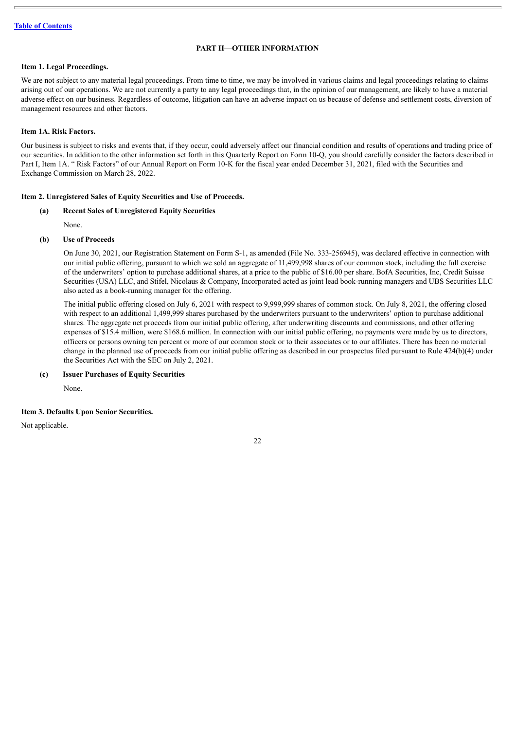[Table of Contents](#)

## PART II—OTHER INFORMATION

### Item 1. Legal Proceedings.

We are not subject to any material legal proceedings. From time to time, we may be involved in various claims and legal proceedings relating to claims arising out of our operations. We are not currently a party to any legal proceedings that, in the opinion of our management, are likely to have a material adverse effect on our business. Regardless of outcome, litigation can have an adverse impact on us because of defense and settlement costs, diversion of management resources and other factors.

### Item 1A. Risk Factors.

Our business is subject to risks and events that, if they occur, could adversely affect our financial condition and results of operations and trading price of our securities. In addition to the other information set forth in this Quarterly Report on Form 10-Q, you should carefully consider the factors described in Part I, Item 1A. " Risk Factors" of our Annual Report on Form 10-K for the fiscal year ended December 31, 2021, filed with the Securities and Exchange Commission on March 28, 2022.

### Item 2. Unregistered Sales of Equity Securities and Use of Proceeds.

**(a) Recent Sales of Unregistered Equity Securities**

None.

**(b) Use of Proceeds**

On June 30, 2021, our Registration Statement on Form S-1, as amended (File No. 333-256945), was declared effective in connection with our initial public offering, pursuant to which we sold an aggregate of 11,499,998 shares of our common stock, including the full exercise of the underwriters' option to purchase additional shares, at a price to the public of $16.00 per share. BofA Securities, Inc, Credit Suisse Securities (USA) LLC, and Stifel, Nicolaus & Company, Incorporated acted as joint lead book-running managers and UBS Securities LLC also acted as a book-running manager for the offering.

The initial public offering closed on July 6, 2021 with respect to 9,999,999 shares of common stock. On July 8, 2021, the offering closed with respect to an additional 1,499,999 shares purchased by the underwriters pursuant to the underwriters' option to purchase additional shares. The aggregate net proceeds from our initial public offering, after underwriting discounts and commissions, and other offering expenses of $15.4 million, were $168.6 million. In connection with our initial public offering, no payments were made by us to directors, officers or persons owning ten percent or more of our common stock or to their associates or to our affiliates. There has been no material change in the planned use of proceeds from our initial public offering as described in our prospectus filed pursuant to Rule 424(b)(4) under the Securities Act with the SEC on July 2, 2021.

**(c) Issuer Purchases of Equity Securities**

None.

### Item 3. Defaults Upon Senior Securities.

Not applicable.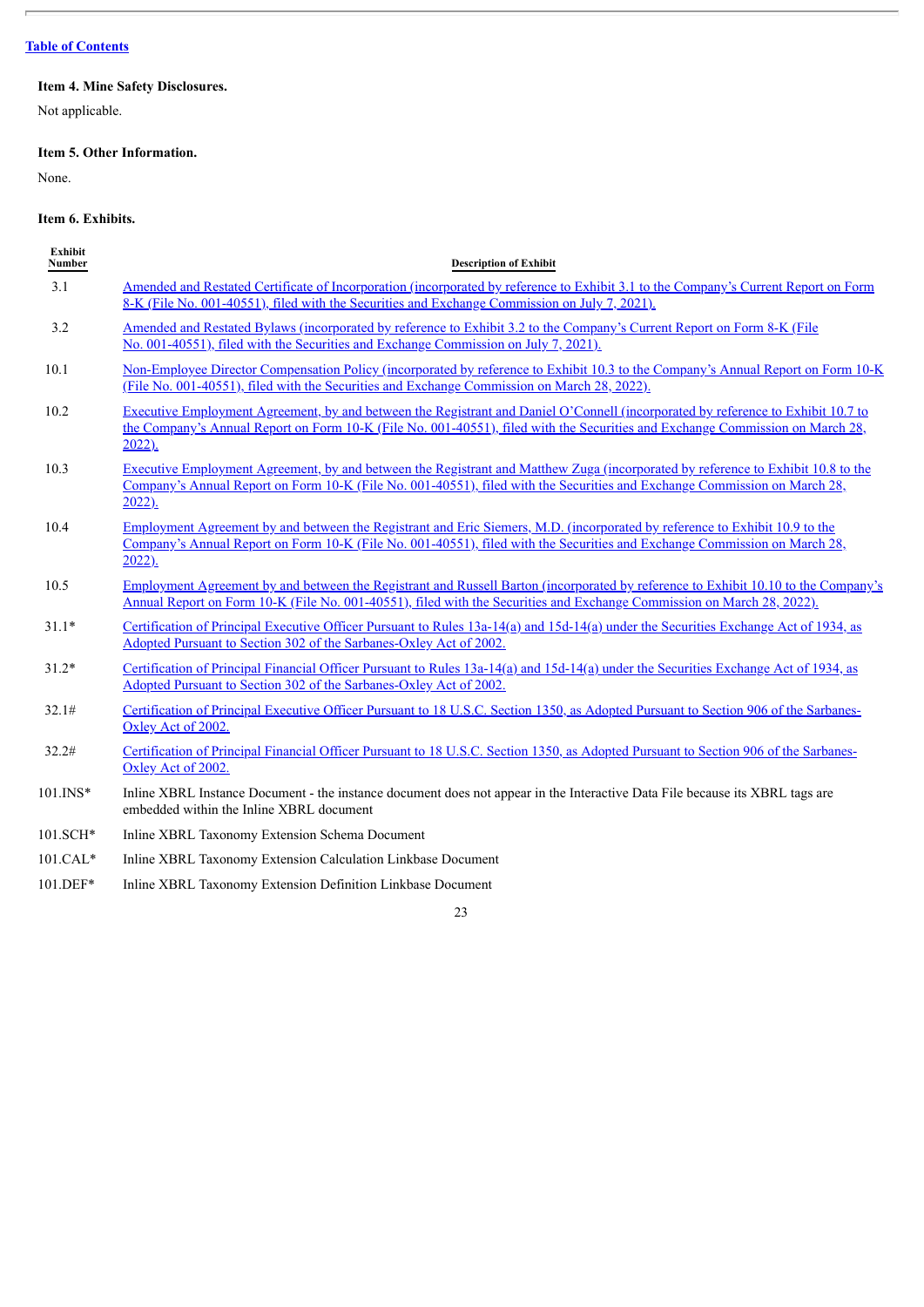[Table of Contents](#)

### Item 4. Mine Safety Disclosures.

Not applicable.

### Item 5. Other Information.

None.

### Item 6. Exhibits.

| Exhibit Number | Description of Exhibit |
| --- | --- |
| 3.1 | Amended and Restated Certificate of Incorporation (incorporated by reference to Exhibit 3.1 to the Company's Current Report on Form 8-K (File No. 001-40551), filed with the Securities and Exchange Commission on July 7, 2021). |
| 3.2 | Amended and Restated Bylaws (incorporated by reference to Exhibit 3.2 to the Company's Current Report on Form 8-K (File No. 001-40551), filed with the Securities and Exchange Commission on July 7, 2021). |
| 10.1 | Non-Employee Director Compensation Policy (incorporated by reference to Exhibit 10.3 to the Company's Annual Report on Form 10-K (File No. 001-40551), filed with the Securities and Exchange Commission on March 28, 2022). |
| 10.2 | Executive Employment Agreement, by and between the Registrant and Daniel O'Connell (incorporated by reference to Exhibit 10.7 to the Company's Annual Report on Form 10-K (File No. 001-40551), filed with the Securities and Exchange Commission on March 28, 2022). |
| 10.3 | Executive Employment Agreement, by and between the Registrant and Matthew Zuga (incorporated by reference to Exhibit 10.8 to the Company's Annual Report on Form 10-K (File No. 001-40551), filed with the Securities and Exchange Commission on March 28, 2022). |
| 10.4 | Employment Agreement by and between the Registrant and Eric Siemers, M.D. (incorporated by reference to Exhibit 10.9 to the Company's Annual Report on Form 10-K (File No. 001-40551), filed with the Securities and Exchange Commission on March 28, 2022). |
| 10.5 | Employment Agreement by and between the Registrant and Russell Barton (incorporated by reference to Exhibit 10.10 to the Company's Annual Report on Form 10-K (File No. 001-40551), filed with the Securities and Exchange Commission on March 28, 2022). |
| 31.1* | Certification of Principal Executive Officer Pursuant to Rules 13a-14(a) and 15d-14(a) under the Securities Exchange Act of 1934, as Adopted Pursuant to Section 302 of the Sarbanes-Oxley Act of 2002. |
| 31.2* | Certification of Principal Financial Officer Pursuant to Rules 13a-14(a) and 15d-14(a) under the Securities Exchange Act of 1934, as Adopted Pursuant to Section 302 of the Sarbanes-Oxley Act of 2002. |
| 32.1# | Certification of Principal Executive Officer Pursuant to 18 U.S.C. Section 1350, as Adopted Pursuant to Section 906 of the Sarbanes-Oxley Act of 2002. |
| 32.2# | Certification of Principal Financial Officer Pursuant to 18 U.S.C. Section 1350, as Adopted Pursuant to Section 906 of the Sarbanes-Oxley Act of 2002. |
| 101.INS* | Inline XBRL Instance Document - the instance document does not appear in the Interactive Data File because its XBRL tags are embedded within the Inline XBRL document |
| 101.SCH* | Inline XBRL Taxonomy Extension Schema Document |
| 101.CAL* | Inline XBRL Taxonomy Extension Calculation Linkbase Document |
| 101.DEF* | Inline XBRL Taxonomy Extension Definition Linkbase Document |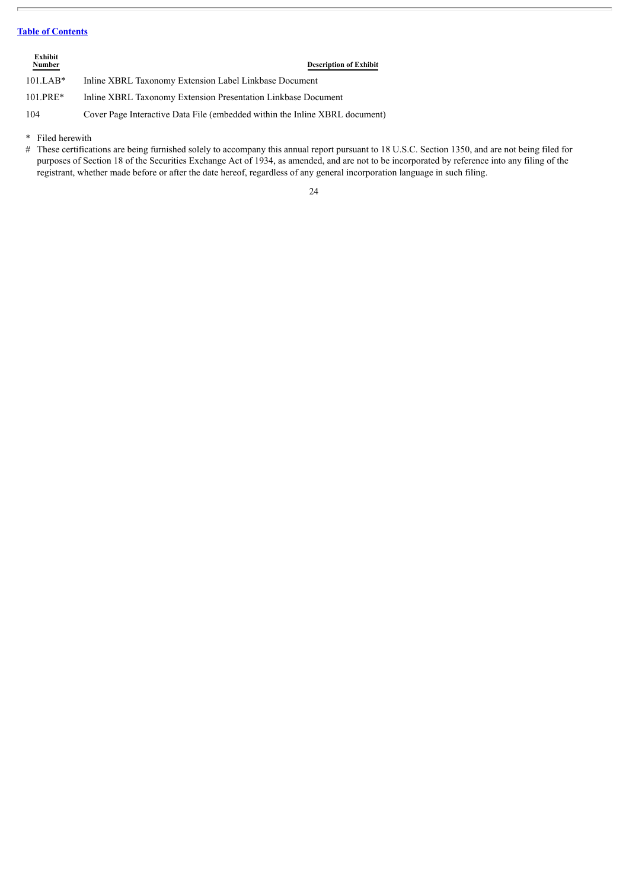| Exhibit Number | Description of Exhibit |
|---|---|
| 101.LAB* | Inline XBRL Taxonomy Extension Label Linkbase Document |
| 101.PRE* | Inline XBRL Taxonomy Extension Presentation Linkbase Document |
| 104 | Cover Page Interactive Data File (embedded within the Inline XBRL document) |

\* Filed herewith

\# These certifications are being furnished solely to accompany this annual report pursuant to 18 U.S.C. Section 1350, and are not being filed for purposes of Section 18 of the Securities Exchange Act of 1934, as amended, and are not to be incorporated by reference into any filing of the registrant, whether made before or after the date hereof, regardless of any general incorporation language in such filing.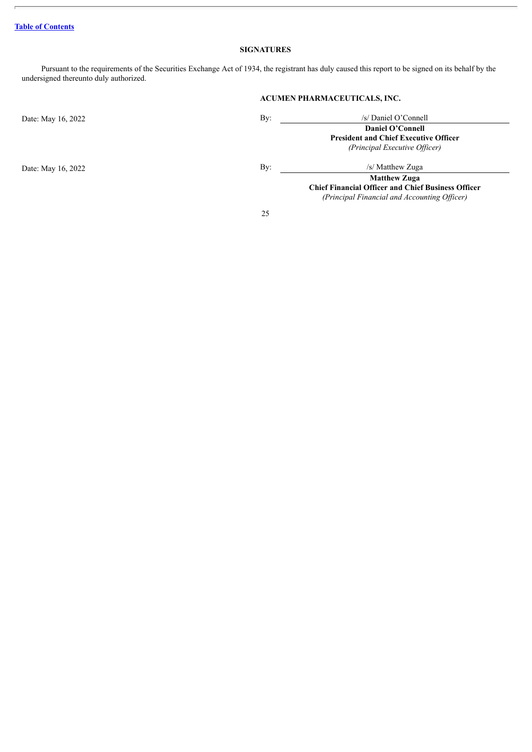[Table of Contents](#)

## SIGNATURES

Pursuant to the requirements of the Securities Exchange Act of 1934, the registrant has duly caused this report to be signed on its behalf by the undersigned thereunto duly authorized.

**ACUMEN PHARMACEUTICALS, INC.**

Date: May 16, 2022

By: /s/ Daniel O'Connell

**Daniel O'Connell**
**President and Chief Executive Officer**
*(Principal Executive Officer)*

Date: May 16, 2022

By: /s/ Matthew Zuga

**Matthew Zuga**
**Chief Financial Officer and Chief Business Officer**
*(Principal Financial and Accounting Officer)*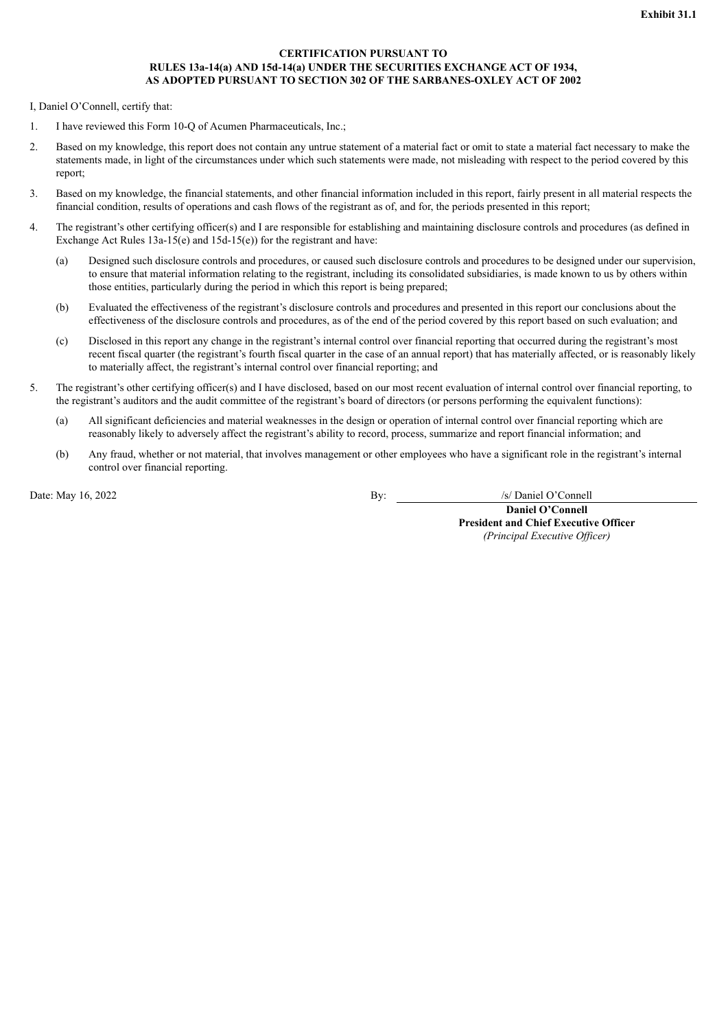**Exhibit 31.1**

**CERTIFICATION PURSUANT TO**
**RULES 13a-14(a) AND 15d-14(a) UNDER THE SECURITIES EXCHANGE ACT OF 1934,**
**AS ADOPTED PURSUANT TO SECTION 302 OF THE SARBANES-OXLEY ACT OF 2002**

I, Daniel O'Connell, certify that:

1. I have reviewed this Form 10-Q of Acumen Pharmaceuticals, Inc.;
2. Based on my knowledge, this report does not contain any untrue statement of a material fact or omit to state a material fact necessary to make the statements made, in light of the circumstances under which such statements were made, not misleading with respect to the period covered by this report;
3. Based on my knowledge, the financial statements, and other financial information included in this report, fairly present in all material respects the financial condition, results of operations and cash flows of the registrant as of, and for, the periods presented in this report;
4. The registrant's other certifying officer(s) and I are responsible for establishing and maintaining disclosure controls and procedures (as defined in Exchange Act Rules 13a-15(e) and 15d-15(e)) for the registrant and have:
   - (a) Designed such disclosure controls and procedures, or caused such disclosure controls and procedures to be designed under our supervision, to ensure that material information relating to the registrant, including its consolidated subsidiaries, is made known to us by others within those entities, particularly during the period in which this report is being prepared;
   - (b) Evaluated the effectiveness of the registrant's disclosure controls and procedures and presented in this report our conclusions about the effectiveness of the disclosure controls and procedures, as of the end of the period covered by this report based on such evaluation; and
   - (c) Disclosed in this report any change in the registrant's internal control over financial reporting that occurred during the registrant's most recent fiscal quarter (the registrant's fourth fiscal quarter in the case of an annual report) that has materially affected, or is reasonably likely to materially affect, the registrant's internal control over financial reporting; and
5. The registrant's other certifying officer(s) and I have disclosed, based on our most recent evaluation of internal control over financial reporting, to the registrant's auditors and the audit committee of the registrant's board of directors (or persons performing the equivalent functions):
   - (a) All significant deficiencies and material weaknesses in the design or operation of internal control over financial reporting which are reasonably likely to adversely affect the registrant's ability to record, process, summarize and report financial information; and
   - (b) Any fraud, whether or not material, that involves management or other employees who have a significant role in the registrant's internal control over financial reporting.

Date: May 16, 2022

By: /s/ Daniel O'Connell

**Daniel O'Connell**
**President and Chief Executive Officer**
*(Principal Executive Officer)*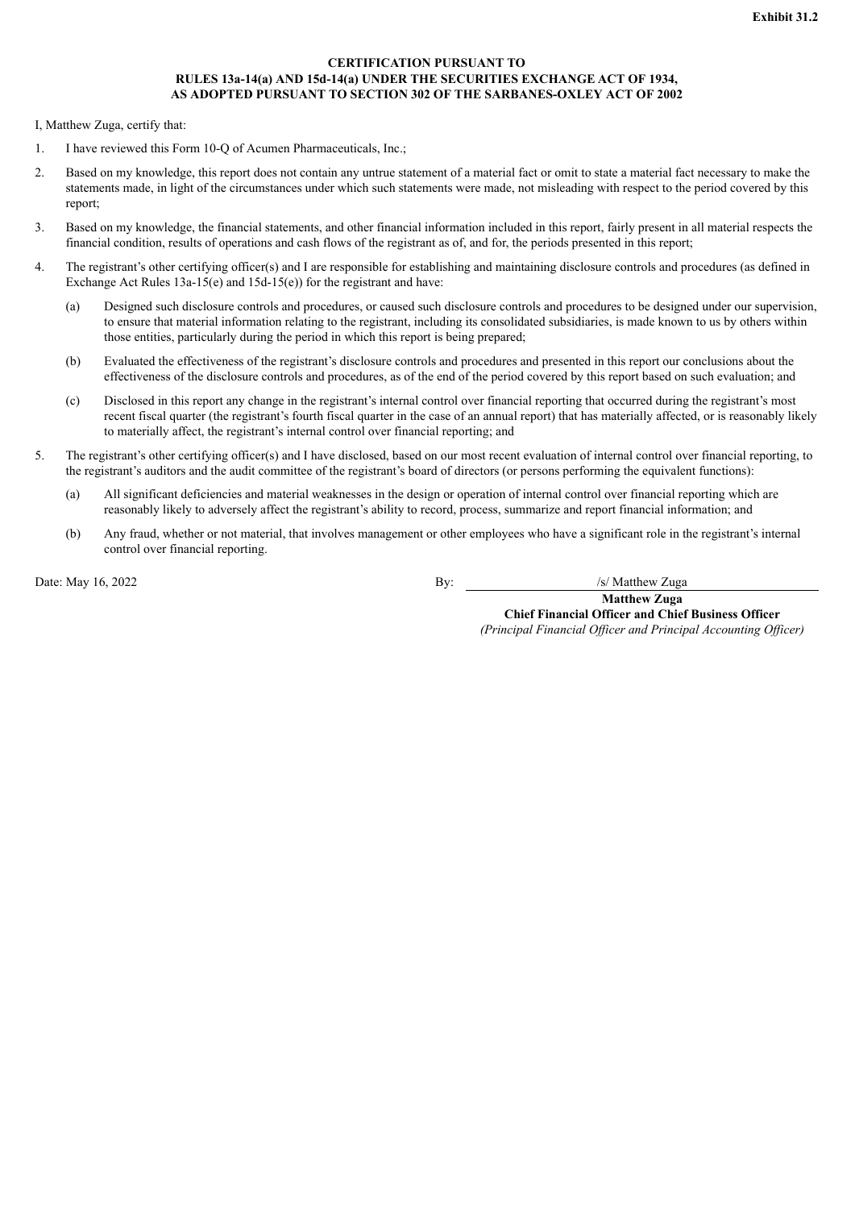**Exhibit 31.2**

**CERTIFICATION PURSUANT TO**
**RULES 13a-14(a) AND 15d-14(a) UNDER THE SECURITIES EXCHANGE ACT OF 1934,**
**AS ADOPTED PURSUANT TO SECTION 302 OF THE SARBANES-OXLEY ACT OF 2002**

I, Matthew Zuga, certify that:

1. I have reviewed this Form 10-Q of Acumen Pharmaceuticals, Inc.;

2. Based on my knowledge, this report does not contain any untrue statement of a material fact or omit to state a material fact necessary to make the statements made, in light of the circumstances under which such statements were made, not misleading with respect to the period covered by this report;

3. Based on my knowledge, the financial statements, and other financial information included in this report, fairly present in all material respects the financial condition, results of operations and cash flows of the registrant as of, and for, the periods presented in this report;

4. The registrant's other certifying officer(s) and I are responsible for establishing and maintaining disclosure controls and procedures (as defined in Exchange Act Rules 13a-15(e) and 15d-15(e)) for the registrant and have:

   (a) Designed such disclosure controls and procedures, or caused such disclosure controls and procedures to be designed under our supervision, to ensure that material information relating to the registrant, including its consolidated subsidiaries, is made known to us by others within those entities, particularly during the period in which this report is being prepared;

   (b) Evaluated the effectiveness of the registrant's disclosure controls and procedures and presented in this report our conclusions about the effectiveness of the disclosure controls and procedures, as of the end of the period covered by this report based on such evaluation; and

   (c) Disclosed in this report any change in the registrant's internal control over financial reporting that occurred during the registrant's most recent fiscal quarter (the registrant's fourth fiscal quarter in the case of an annual report) that has materially affected, or is reasonably likely to materially affect, the registrant's internal control over financial reporting; and

5. The registrant's other certifying officer(s) and I have disclosed, based on our most recent evaluation of internal control over financial reporting, to the registrant's auditors and the audit committee of the registrant's board of directors (or persons performing the equivalent functions):

   (a) All significant deficiencies and material weaknesses in the design or operation of internal control over financial reporting which are reasonably likely to adversely affect the registrant's ability to record, process, summarize and report financial information; and

   (b) Any fraud, whether or not material, that involves management or other employees who have a significant role in the registrant's internal control over financial reporting.

Date: May 16, 2022

By: /s/ Matthew Zuga

**Matthew Zuga**
**Chief Financial Officer and Chief Business Officer**
*(Principal Financial Officer and Principal Accounting Officer)*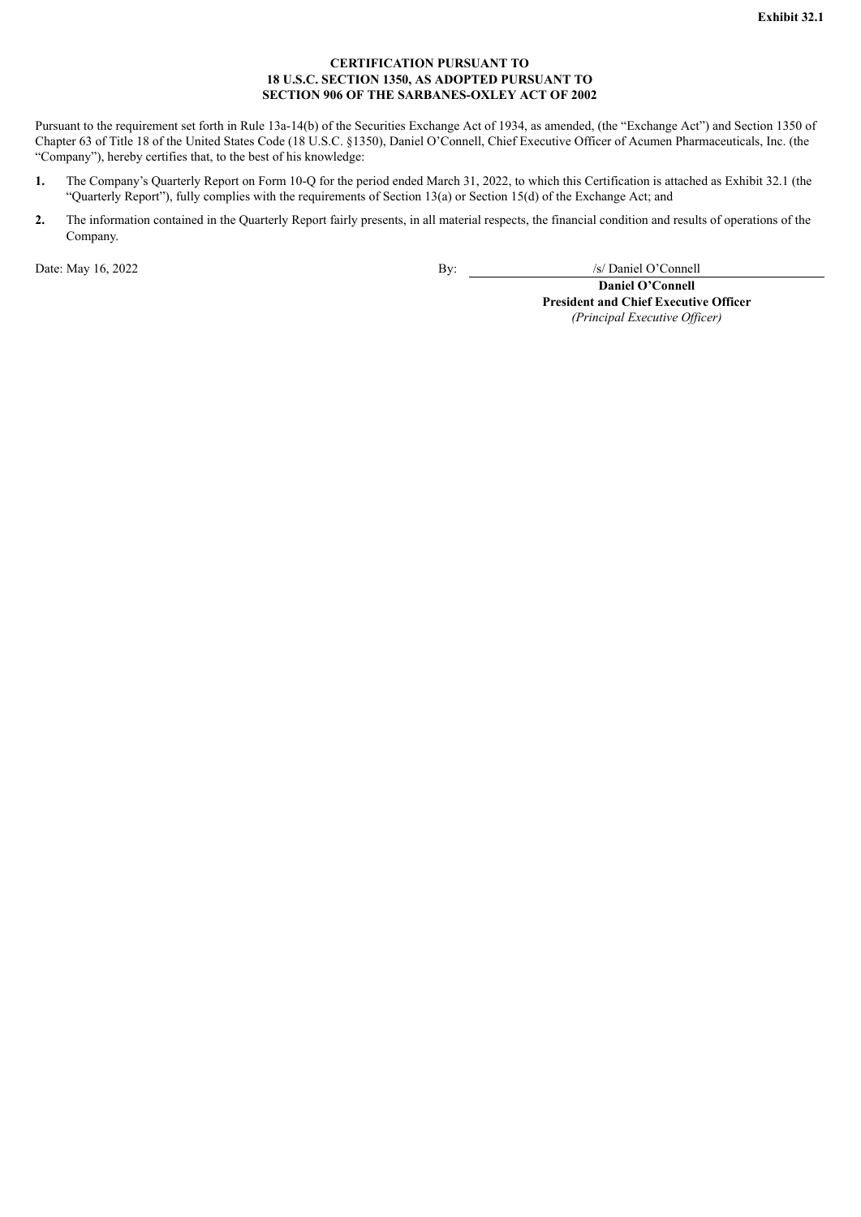**Exhibit 32.1**

**CERTIFICATION PURSUANT TO**
**18 U.S.C. SECTION 1350, AS ADOPTED PURSUANT TO**
**SECTION 906 OF THE SARBANES-OXLEY ACT OF 2002**

Pursuant to the requirement set forth in Rule 13a-14(b) of the Securities Exchange Act of 1934, as amended, (the "Exchange Act") and Section 1350 of Chapter 63 of Title 18 of the United States Code (18 U.S.C. §1350), Daniel O'Connell, Chief Executive Officer of Acumen Pharmaceuticals, Inc. (the "Company"), hereby certifies that, to the best of his knowledge:

**1.** The Company's Quarterly Report on Form 10-Q for the period ended March 31, 2022, to which this Certification is attached as Exhibit 32.1 (the "Quarterly Report"), fully complies with the requirements of Section 13(a) or Section 15(d) of the Exchange Act; and

**2.** The information contained in the Quarterly Report fairly presents, in all material respects, the financial condition and results of operations of the Company.

Date: May 16, 2022

By: /s/ Daniel O'Connell

**Daniel O'Connell**
**President and Chief Executive Officer**
*(Principal Executive Officer)*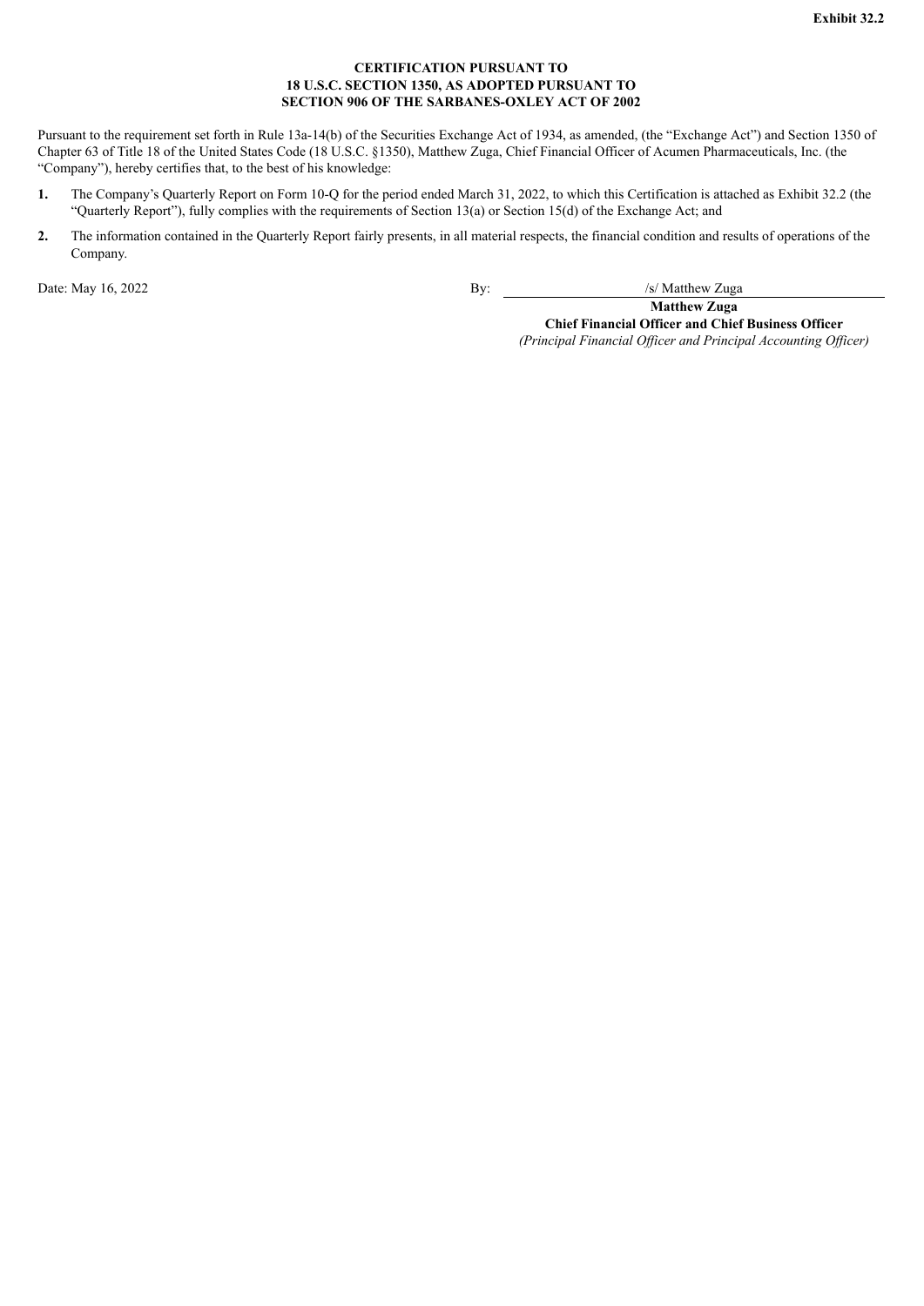Exhibit 32.2

**CERTIFICATION PURSUANT TO**
**18 U.S.C. SECTION 1350, AS ADOPTED PURSUANT TO**
**SECTION 906 OF THE SARBANES-OXLEY ACT OF 2002**

Pursuant to the requirement set forth in Rule 13a-14(b) of the Securities Exchange Act of 1934, as amended, (the "Exchange Act") and Section 1350 of Chapter 63 of Title 18 of the United States Code (18 U.S.C. §1350), Matthew Zuga, Chief Financial Officer of Acumen Pharmaceuticals, Inc. (the "Company"), hereby certifies that, to the best of his knowledge:

1. The Company's Quarterly Report on Form 10-Q for the period ended March 31, 2022, to which this Certification is attached as Exhibit 32.2 (the "Quarterly Report"), fully complies with the requirements of Section 13(a) or Section 15(d) of the Exchange Act; and
2. The information contained in the Quarterly Report fairly presents, in all material respects, the financial condition and results of operations of the Company.

Date: May 16, 2022

By: /s/ Matthew Zuga

**Matthew Zuga**
**Chief Financial Officer and Chief Business Officer**
*(Principal Financial Officer and Principal Accounting Officer)*